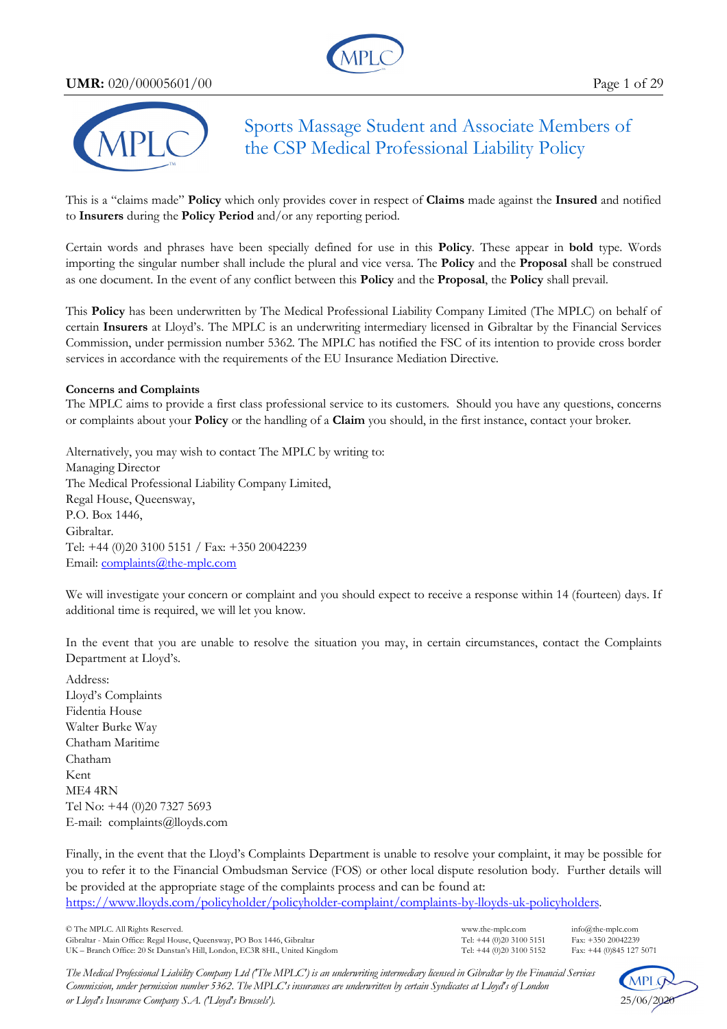# Sports Massage Student and Associate Members of the CSP Medical Professional Liability Policy

This is a "claims made" **Policy** which only provides cover in respect of **Claims** made against the **Insured** and notified to **Insurers** during the **Policy Period** and/or any reporting period.

Certain words and phrases have been specially defined for use in this **Policy**. These appear in **bold** type. Words importing the singular number shall include the plural and vice versa. The **Policy** and the **Proposal** shall be construed as one document. In the event of any conflict between this **Policy** and the **Proposal**, the **Policy** shall prevail.

This **Policy** has been underwritten by The Medical Professional Liability Company Limited (The MPLC) on behalf of certain **Insurers** at Lloyd's. The MPLC is an underwriting intermediary licensed in Gibraltar by the Financial Services Commission, under permission number 5362. The MPLC has notified the FSC of its intention to provide cross border services in accordance with the requirements of the EU Insurance Mediation Directive.

**Concerns and Complaints**

The MPLC aims to provide a first class professional service to its customers. Should you have any questions, concerns or complaints about your **Policy** or the handling of a **Claim** you should, in the first instance, contact your broker.

Alternatively, you may wish to contact The MPLC by writing to:
Managing Director
The Medical Professional Liability Company Limited,
Regal House, Queensway,
P.O. Box 1446,
Gibraltar.
Tel: +44 (0)20 3100 5151 / Fax: +350 20042239
Email: complaints@the-mplc.com

We will investigate your concern or complaint and you should expect to receive a response within 14 (fourteen) days. If additional time is required, we will let you know.

In the event that you are unable to resolve the situation you may, in certain circumstances, contact the Complaints Department at Lloyd's.

Address:
Lloyd's Complaints
Fidentia House
Walter Burke Way
Chatham Maritime
Chatham
Kent
ME4 4RN
Tel No: +44 (0)20 7327 5693
E-mail: complaints@lloyds.com

Finally, in the event that the Lloyd's Complaints Department is unable to resolve your complaint, it may be possible for you to refer it to the Financial Ombudsman Service (FOS) or other local dispute resolution body. Further details will be provided at the appropriate stage of the complaints process and can be found at:
https://www.lloyds.com/policyholder/policyholder-complaint/complaints-by-lloyds-uk-policyholders.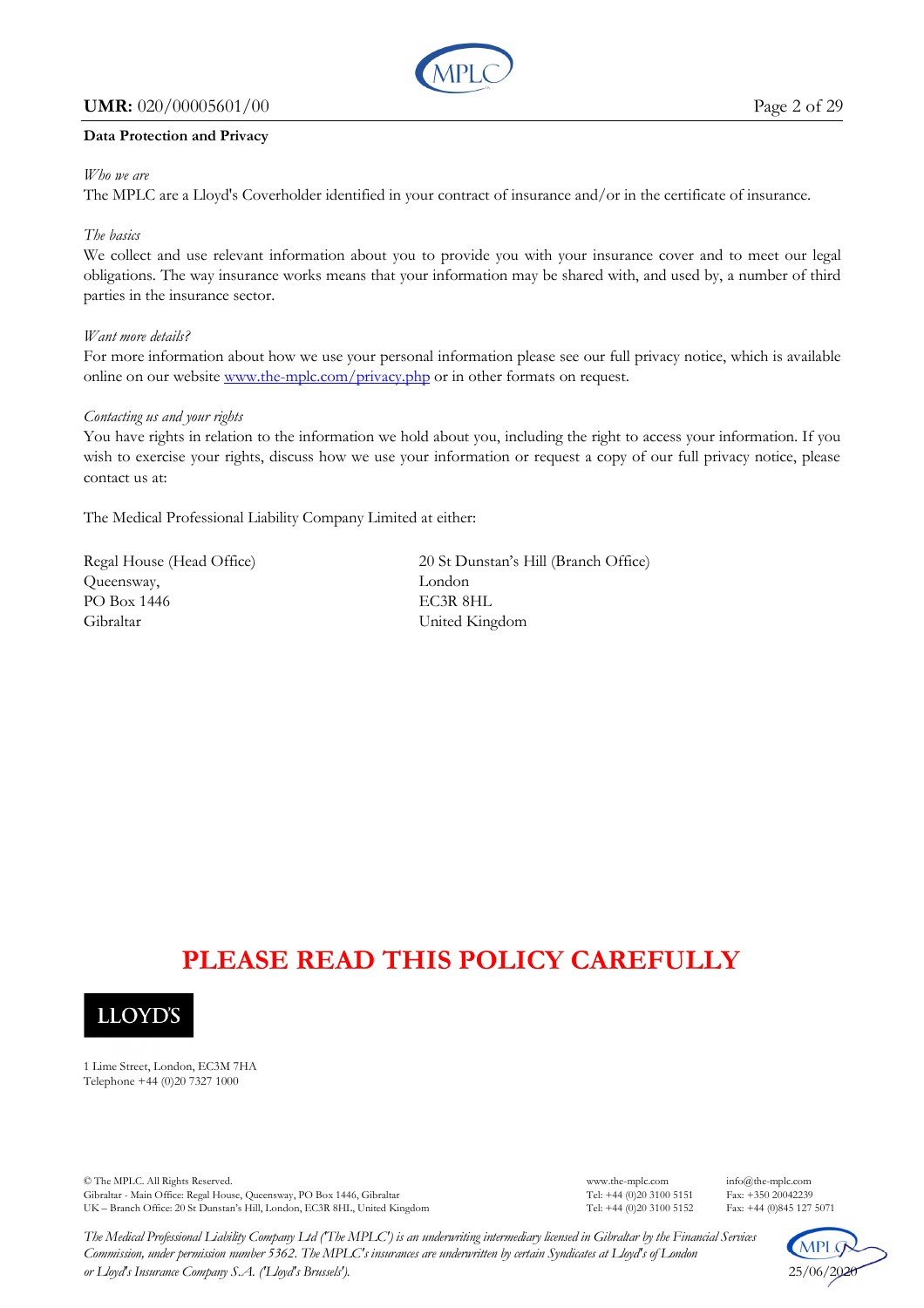**Data Protection and Privacy**

*Who we are*

The MPLC are a Lloyd's Coverholder identified in your contract of insurance and/or in the certificate of insurance.

*The basics*

We collect and use relevant information about you to provide you with your insurance cover and to meet our legal obligations. The way insurance works means that your information may be shared with, and used by, a number of third parties in the insurance sector.

*Want more details?*

For more information about how we use your personal information please see our full privacy notice, which is available online on our website [www.the-mplc.com/privacy.php](www.the-mplc.com/privacy.php) or in other formats on request.

*Contacting us and your rights*

You have rights in relation to the information we hold about you, including the right to access your information. If you wish to exercise your rights, discuss how we use your information or request a copy of our full privacy notice, please contact us at:

The Medical Professional Liability Company Limited at either:

Regal House (Head Office)
Queensway,
PO Box 1446
Gibraltar

20 St Dunstan's Hill (Branch Office)
London
EC3R 8HL
United Kingdom

# PLEASE READ THIS POLICY CAREFULLY

LLOYD'S

1 Lime Street, London, EC3M 7HA
Telephone +44 (0)20 7327 1000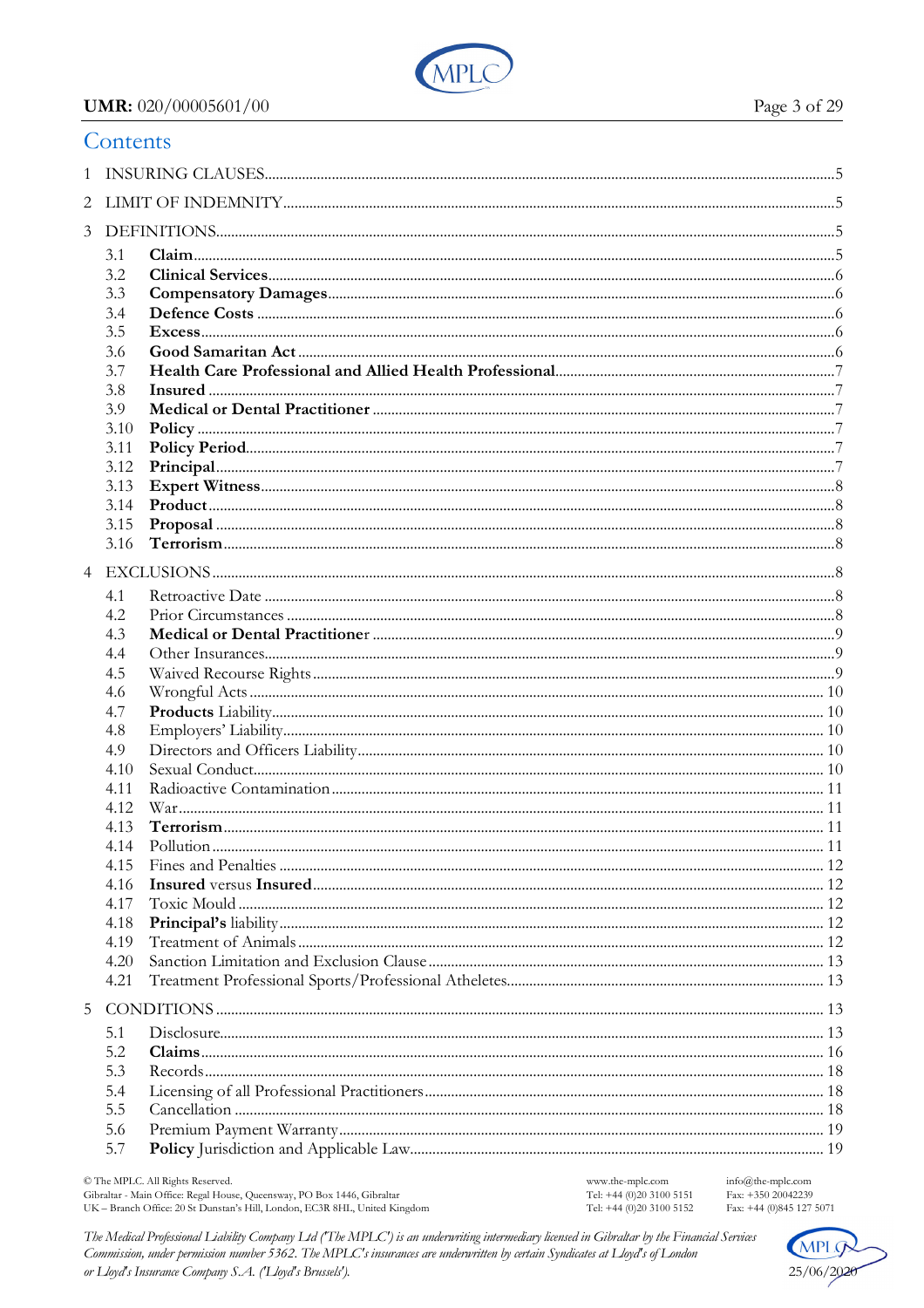## Contents

| | | |
|---|---|---|
| 1 | INSURING CLAUSES | 5 |
| 2 | LIMIT OF INDEMNITY | 5 |
| 3 | DEFINITIONS | 5 |
| 3.1 | **Claim** | 5 |
| 3.2 | **Clinical Services** | 6 |
| 3.3 | **Compensatory Damages** | 6 |
| 3.4 | **Defence Costs** | 6 |
| 3.5 | **Excess** | 6 |
| 3.6 | **Good Samaritan Act** | 6 |
| 3.7 | **Health Care Professional and Allied Health Professional** | 7 |
| 3.8 | **Insured** | 7 |
| 3.9 | **Medical or Dental Practitioner** | 7 |
| 3.10 | **Policy** | 7 |
| 3.11 | **Policy Period** | 7 |
| 3.12 | **Principal** | 7 |
| 3.13 | **Expert Witness** | 8 |
| 3.14 | **Product** | 8 |
| 3.15 | **Proposal** | 8 |
| 3.16 | **Terrorism** | 8 |
| 4 | EXCLUSIONS | 8 |
| 4.1 | Retroactive Date | 8 |
| 4.2 | Prior Circumstances | 8 |
| 4.3 | **Medical or Dental Practitioner** | 9 |
| 4.4 | Other Insurances | 9 |
| 4.5 | Waived Recourse Rights | 9 |
| 4.6 | Wrongful Acts | 10 |
| 4.7 | **Products** Liability | 10 |
| 4.8 | Employers' Liability | 10 |
| 4.9 | Directors and Officers Liability | 10 |
| 4.10 | Sexual Conduct | 10 |
| 4.11 | Radioactive Contamination | 11 |
| 4.12 | War | 11 |
| 4.13 | **Terrorism** | 11 |
| 4.14 | Pollution | 11 |
| 4.15 | Fines and Penalties | 12 |
| 4.16 | **Insured** versus **Insured** | 12 |
| 4.17 | Toxic Mould | 12 |
| 4.18 | **Principal's** liability | 12 |
| 4.19 | Treatment of Animals | 12 |
| 4.20 | Sanction Limitation and Exclusion Clause | 13 |
| 4.21 | Treatment Professional Sports/Professional Atheletes | 13 |
| 5 | CONDITIONS | 13 |
| 5.1 | Disclosure | 13 |
| 5.2 | **Claims** | 16 |
| 5.3 | Records | 18 |
| 5.4 | Licensing of all Professional Practitioners | 18 |
| 5.5 | Cancellation | 18 |
| 5.6 | Premium Payment Warranty | 19 |
| 5.7 | **Policy** Jurisdiction and Applicable Law | 19 |

© The MPLC. All Rights Reserved.
Gibraltar - Main Office: Regal House, Queensway, PO Box 1446, Gibraltar
UK – Branch Office: 20 St Dunstan's Hill, London, EC3R 8HL, United Kingdom

www.the-mplc.com
Tel: +44 (0)20 3100 5151
Tel: +44 (0)20 3100 5152

info@the-mplc.com
Fax: +350 20042239
Fax: +44 (0)845 127 5071

*The Medical Professional Liability Company Ltd ('The MPLC') is an underwriting intermediary licensed in Gibraltar by the Financial Services Commission, under permission number 5362. The MPLC's insurances are underwritten by certain Syndicates at Lloyd's of London or Lloyd's Insurance Company S.A. ('Lloyd's Brussels').*

25/06/2020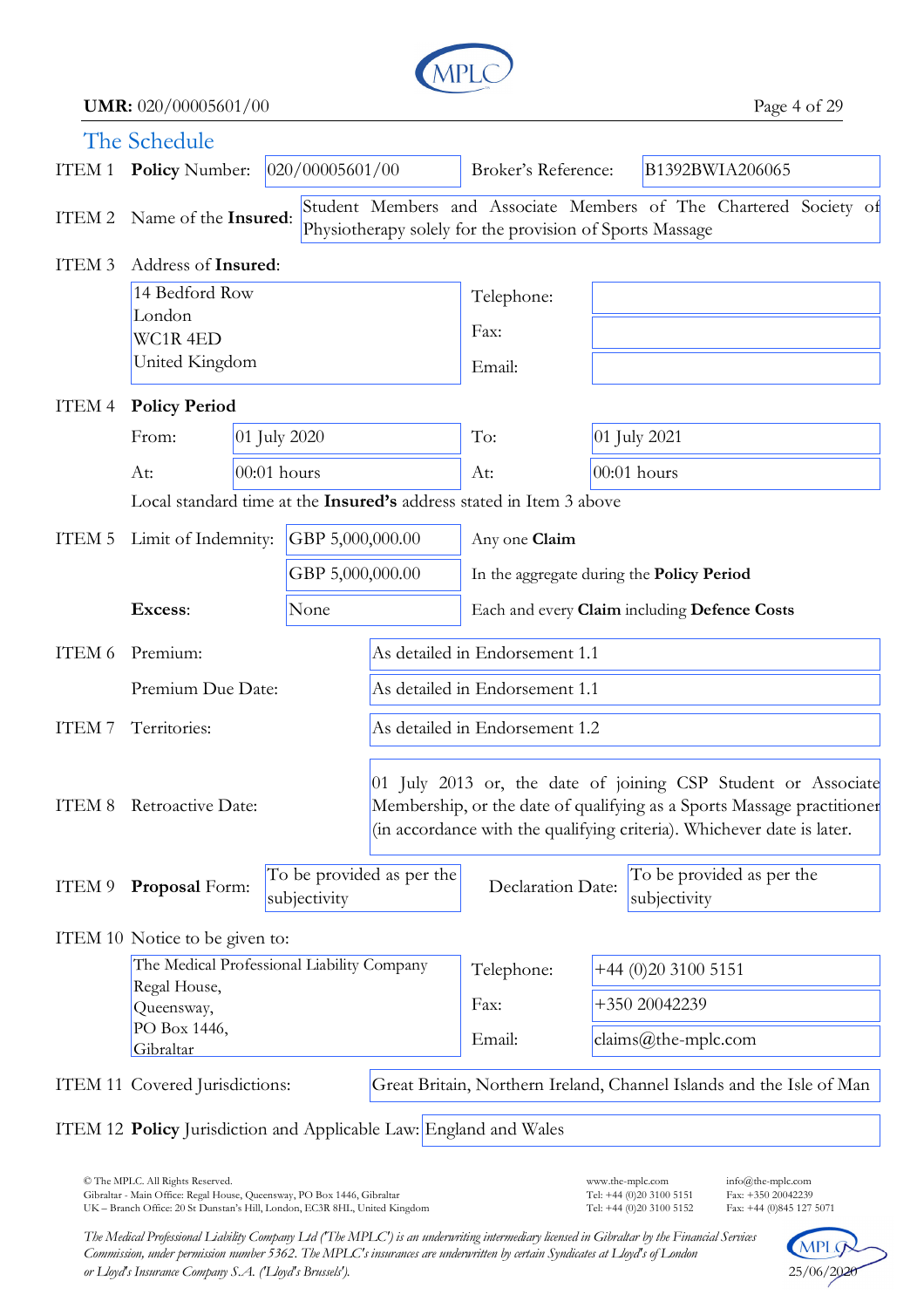## The Schedule

| | | | | |
|---|---|---|---|---|
| ITEM 1 | **Policy** Number: | 020/00005601/00 | Broker's Reference: | B1392BWIA206065 |
| ITEM 2 | Name of the **Insured**: | Student Members and Associate Members of The Chartered Society of Physiotherapy solely for the provision of Sports Massage | | |

ITEM 3 Address of **Insured**:

| | | | |
|---|---|---|---|
| 14 Bedford Row<br>London<br>WC1R 4ED<br>United Kingdom | Telephone: | | |
| | Fax: | | |
| | Email: | | |

ITEM 4 **Policy Period**

| | | | |
|---|---|---|---|
| From: | 01 July 2020 | To: | 01 July 2021 |
| At: | 00:01 hours | At: | 00:01 hours |

Local standard time at the **Insured's** address stated in Item 3 above

| | | | |
|---|---|---|---|
| ITEM 5 | Limit of Indemnity: | GBP 5,000,000.00 | Any one **Claim** |
| | | GBP 5,000,000.00 | In the aggregate during the **Policy Period** |
| | **Excess**: | None | Each and every **Claim** including **Defence Costs** |

| | | |
|---|---|---|
| ITEM 6 | Premium: | As detailed in Endorsement 1.1 |
| | Premium Due Date: | As detailed in Endorsement 1.1 |
| ITEM 7 | Territories: | As detailed in Endorsement 1.2 |
| ITEM 8 | Retroactive Date: | 01 July 2013 or, the date of joining CSP Student or Associate Membership, or the date of qualifying as a Sports Massage practitioner (in accordance with the qualifying criteria). Whichever date is later. |

| | | | | |
|---|---|---|---|---|
| ITEM 9 | **Proposal** Form: | To be provided as per the subjectivity | Declaration Date: | To be provided as per the subjectivity |

ITEM 10 Notice to be given to:

| | | |
|---|---|---|
| The Medical Professional Liability Company<br>Regal House,<br>Queensway,<br>PO Box 1446,<br>Gibraltar | Telephone: | +44 (0)20 3100 5151 |
| | Fax: | +350 20042239 |
| | Email: | claims@the-mplc.com |

| | | |
|---|---|---|
| ITEM 11 | Covered Jurisdictions: | Great Britain, Northern Ireland, Channel Islands and the Isle of Man |
| ITEM 12 | **Policy** Jurisdiction and Applicable Law: | England and Wales |

© The MPLC. All Rights Reserved.
Gibraltar - Main Office: Regal House, Queensway, PO Box 1446, Gibraltar
UK – Branch Office: 20 St Dunstan's Hill, London, EC3R 8HL, United Kingdom

www.the-mplc.com info@the-mplc.com
Tel: +44 (0)20 3100 5151 Fax: +350 20042239
Tel: +44 (0)20 3100 5152 Fax: +44 (0)845 127 5071

*The Medical Professional Liability Company Ltd ('The MPLC') is an underwriting intermediary licensed in Gibraltar by the Financial Services Commission, under permission number 5362. The MPLC's insurances are underwritten by certain Syndicates at Lloyd's of London or Lloyd's Insurance Company S.A. ('Lloyd's Brussels').*

25/06/2020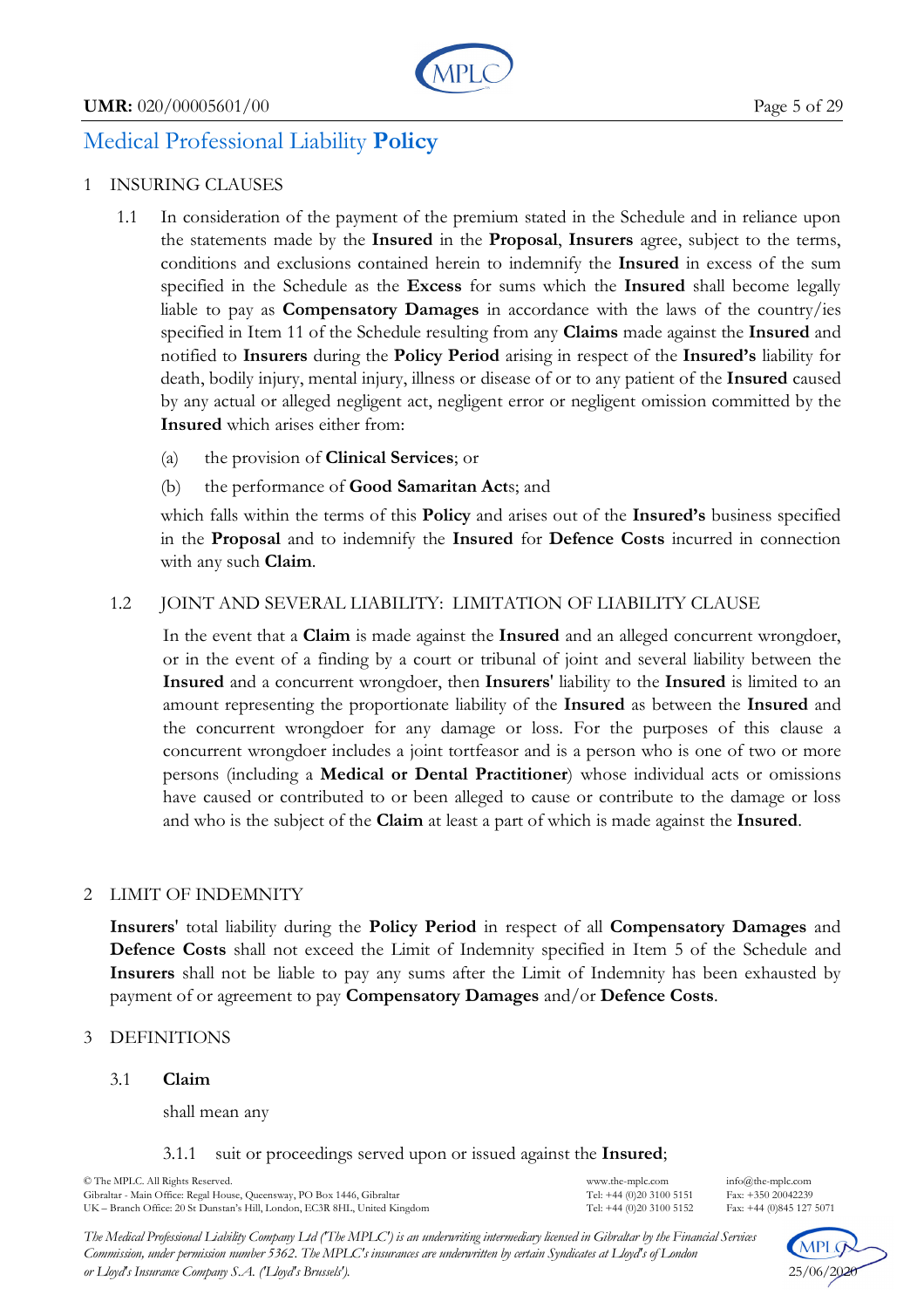## Medical Professional Liability **Policy**

1 INSURING CLAUSES

1.1 In consideration of the payment of the premium stated in the Schedule and in reliance upon the statements made by the **Insured** in the **Proposal**, **Insurers** agree, subject to the terms, conditions and exclusions contained herein to indemnify the **Insured** in excess of the sum specified in the Schedule as the **Excess** for sums which the **Insured** shall become legally liable to pay as **Compensatory Damages** in accordance with the laws of the country/ies specified in Item 11 of the Schedule resulting from any **Claims** made against the **Insured** and notified to **Insurers** during the **Policy Period** arising in respect of the **Insured's** liability for death, bodily injury, mental injury, illness or disease of or to any patient of the **Insured** caused by any actual or alleged negligent act, negligent error or negligent omission committed by the **Insured** which arises either from:

(a) the provision of **Clinical Services**; or

(b) the performance of **Good Samaritan Act**s; and

which falls within the terms of this **Policy** and arises out of the **Insured's** business specified in the **Proposal** and to indemnify the **Insured** for **Defence Costs** incurred in connection with any such **Claim**.

1.2 JOINT AND SEVERAL LIABILITY: LIMITATION OF LIABILITY CLAUSE

In the event that a **Claim** is made against the **Insured** and an alleged concurrent wrongdoer, or in the event of a finding by a court or tribunal of joint and several liability between the **Insured** and a concurrent wrongdoer, then **Insurers**' liability to the **Insured** is limited to an amount representing the proportionate liability of the **Insured** as between the **Insured** and the concurrent wrongdoer for any damage or loss. For the purposes of this clause a concurrent wrongdoer includes a joint tortfeasor and is a person who is one of two or more persons (including a **Medical or Dental Practitioner**) whose individual acts or omissions have caused or contributed to or been alleged to cause or contribute to the damage or loss and who is the subject of the **Claim** at least a part of which is made against the **Insured**.

2 LIMIT OF INDEMNITY

**Insurers**' total liability during the **Policy Period** in respect of all **Compensatory Damages** and **Defence Costs** shall not exceed the Limit of Indemnity specified in Item 5 of the Schedule and **Insurers** shall not be liable to pay any sums after the Limit of Indemnity has been exhausted by payment of or agreement to pay **Compensatory Damages** and/or **Defence Costs**.

3 DEFINITIONS

3.1 **Claim**

shall mean any

3.1.1 suit or proceedings served upon or issued against the **Insured**;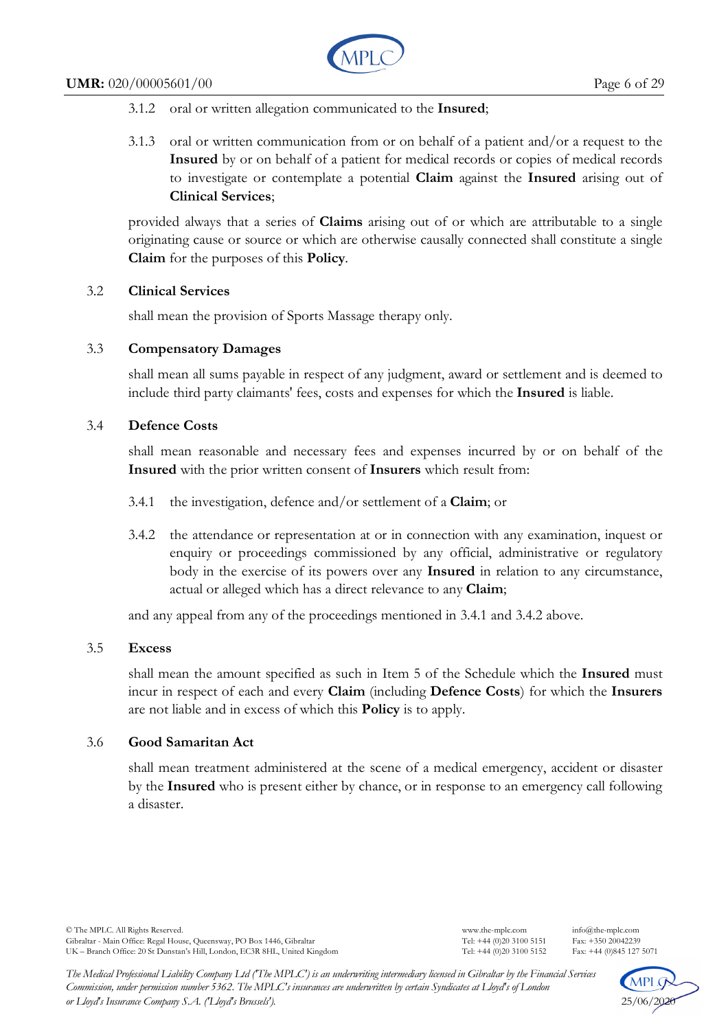3.1.2 oral or written allegation communicated to the **Insured**;

3.1.3 oral or written communication from or on behalf of a patient and/or a request to the **Insured** by or on behalf of a patient for medical records or copies of medical records to investigate or contemplate a potential **Claim** against the **Insured** arising out of **Clinical Services**;

provided always that a series of **Claims** arising out of or which are attributable to a single originating cause or source or which are otherwise causally connected shall constitute a single **Claim** for the purposes of this **Policy**.

### 3.2 Clinical Services

shall mean the provision of Sports Massage therapy only.

### 3.3 Compensatory Damages

shall mean all sums payable in respect of any judgment, award or settlement and is deemed to include third party claimants' fees, costs and expenses for which the **Insured** is liable.

### 3.4 Defence Costs

shall mean reasonable and necessary fees and expenses incurred by or on behalf of the **Insured** with the prior written consent of **Insurers** which result from:

3.4.1 the investigation, defence and/or settlement of a **Claim**; or

3.4.2 the attendance or representation at or in connection with any examination, inquest or enquiry or proceedings commissioned by any official, administrative or regulatory body in the exercise of its powers over any **Insured** in relation to any circumstance, actual or alleged which has a direct relevance to any **Claim**;

and any appeal from any of the proceedings mentioned in 3.4.1 and 3.4.2 above.

### 3.5 Excess

shall mean the amount specified as such in Item 5 of the Schedule which the **Insured** must incur in respect of each and every **Claim** (including **Defence Costs**) for which the **Insurers** are not liable and in excess of which this **Policy** is to apply.

### 3.6 Good Samaritan Act

shall mean treatment administered at the scene of a medical emergency, accident or disaster by the **Insured** who is present either by chance, or in response to an emergency call following a disaster.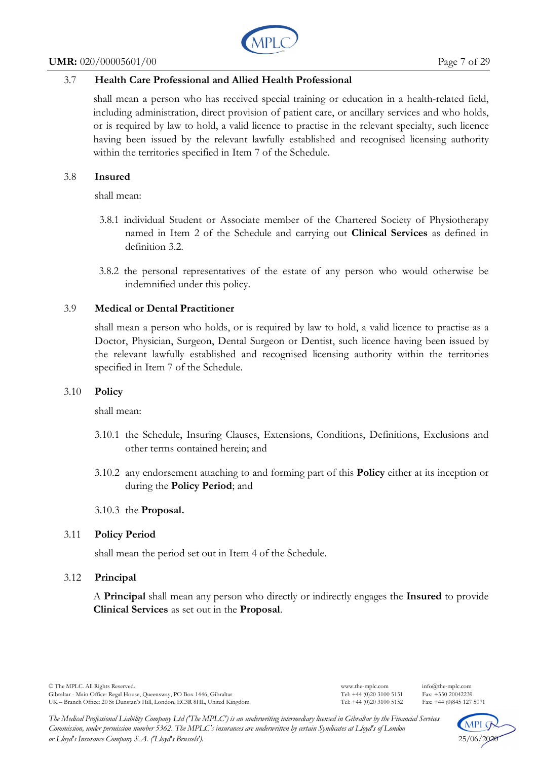3.7 **Health Care Professional and Allied Health Professional**

shall mean a person who has received special training or education in a health-related field, including administration, direct provision of patient care, or ancillary services and who holds, or is required by law to hold, a valid licence to practise in the relevant specialty, such licence having been issued by the relevant lawfully established and recognised licensing authority within the territories specified in Item 7 of the Schedule.

3.8 **Insured**

shall mean:

3.8.1 individual Student or Associate member of the Chartered Society of Physiotherapy named in Item 2 of the Schedule and carrying out **Clinical Services** as defined in definition 3.2.

3.8.2 the personal representatives of the estate of any person who would otherwise be indemnified under this policy.

3.9 **Medical or Dental Practitioner**

shall mean a person who holds, or is required by law to hold, a valid licence to practise as a Doctor, Physician, Surgeon, Dental Surgeon or Dentist, such licence having been issued by the relevant lawfully established and recognised licensing authority within the territories specified in Item 7 of the Schedule.

3.10 **Policy**

shall mean:

3.10.1 the Schedule, Insuring Clauses, Extensions, Conditions, Definitions, Exclusions and other terms contained herein; and

3.10.2 any endorsement attaching to and forming part of this **Policy** either at its inception or during the **Policy Period**; and

3.10.3 the **Proposal.**

3.11 **Policy Period**

shall mean the period set out in Item 4 of the Schedule.

3.12 **Principal**

A **Principal** shall mean any person who directly or indirectly engages the **Insured** to provide **Clinical Services** as set out in the **Proposal**.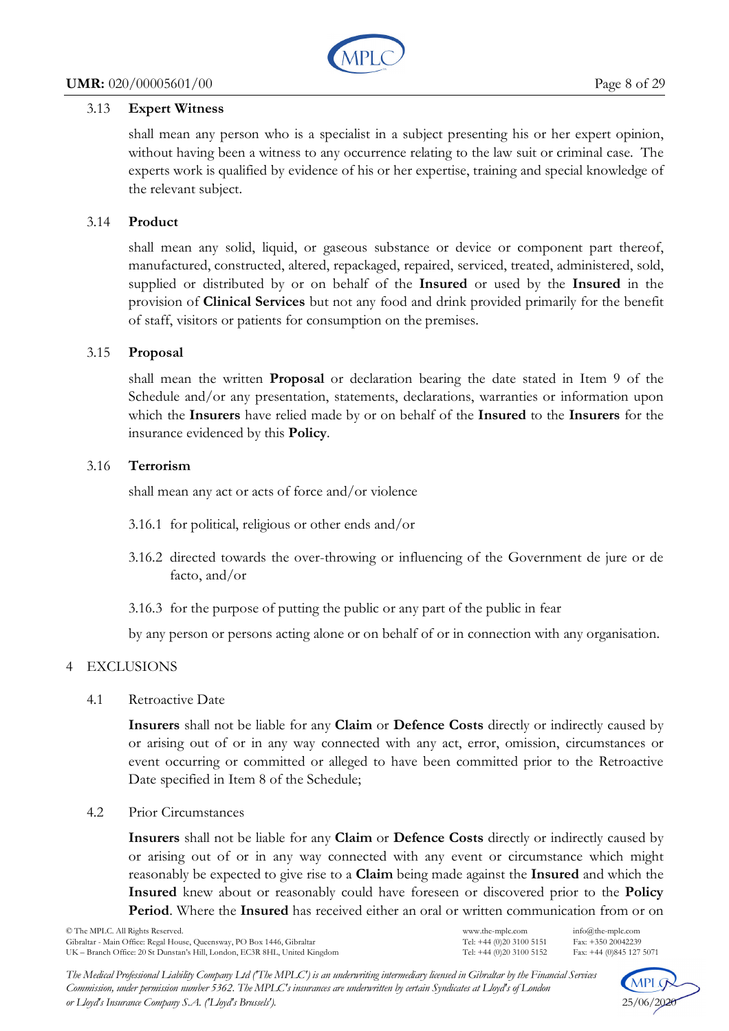### 3.13 **Expert Witness**

shall mean any person who is a specialist in a subject presenting his or her expert opinion, without having been a witness to any occurrence relating to the law suit or criminal case. The experts work is qualified by evidence of his or her expertise, training and special knowledge of the relevant subject.

### 3.14 **Product**

shall mean any solid, liquid, or gaseous substance or device or component part thereof, manufactured, constructed, altered, repackaged, repaired, serviced, treated, administered, sold, supplied or distributed by or on behalf of the **Insured** or used by the **Insured** in the provision of **Clinical Services** but not any food and drink provided primarily for the benefit of staff, visitors or patients for consumption on the premises.

### 3.15 **Proposal**

shall mean the written **Proposal** or declaration bearing the date stated in Item 9 of the Schedule and/or any presentation, statements, declarations, warranties or information upon which the **Insurers** have relied made by or on behalf of the **Insured** to the **Insurers** for the insurance evidenced by this **Policy**.

### 3.16 **Terrorism**

shall mean any act or acts of force and/or violence

3.16.1 for political, religious or other ends and/or

3.16.2 directed towards the over-throwing or influencing of the Government de jure or de facto, and/or

3.16.3 for the purpose of putting the public or any part of the public in fear

by any person or persons acting alone or on behalf of or in connection with any organisation.

## 4 EXCLUSIONS

### 4.1 Retroactive Date

**Insurers** shall not be liable for any **Claim** or **Defence Costs** directly or indirectly caused by or arising out of or in any way connected with any act, error, omission, circumstances or event occurring or committed or alleged to have been committed prior to the Retroactive Date specified in Item 8 of the Schedule;

### 4.2 Prior Circumstances

**Insurers** shall not be liable for any **Claim** or **Defence Costs** directly or indirectly caused by or arising out of or in any way connected with any event or circumstance which might reasonably be expected to give rise to a **Claim** being made against the **Insured** and which the **Insured** knew about or reasonably could have foreseen or discovered prior to the **Policy Period**. Where the **Insured** has received either an oral or written communication from or on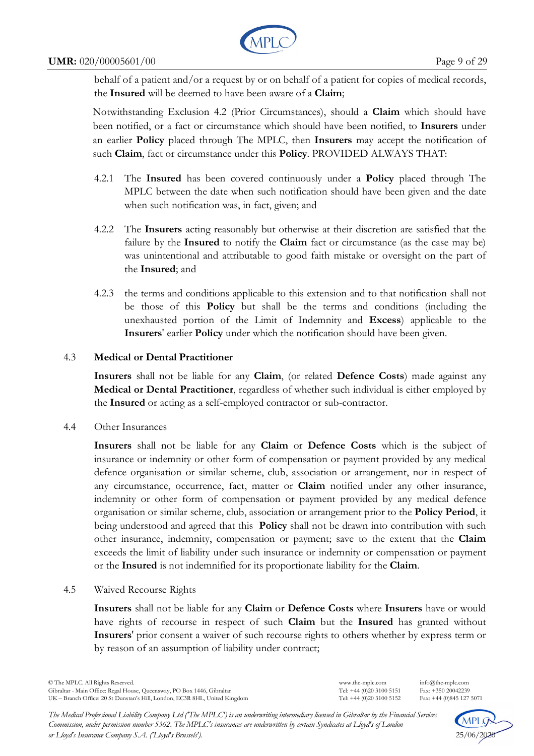behalf of a patient and/or a request by or on behalf of a patient for copies of medical records, the **Insured** will be deemed to have been aware of a **Claim**;

Notwithstanding Exclusion 4.2 (Prior Circumstances), should a **Claim** which should have been notified, or a fact or circumstance which should have been notified, to **Insurers** under an earlier **Policy** placed through The MPLC, then **Insurers** may accept the notification of such **Claim**, fact or circumstance under this **Policy**. PROVIDED ALWAYS THAT:

4.2.1 The **Insured** has been covered continuously under a **Policy** placed through The MPLC between the date when such notification should have been given and the date when such notification was, in fact, given; and

4.2.2 The **Insurers** acting reasonably but otherwise at their discretion are satisfied that the failure by the **Insured** to notify the **Claim** fact or circumstance (as the case may be) was unintentional and attributable to good faith mistake or oversight on the part of the **Insured**; and

4.2.3 the terms and conditions applicable to this extension and to that notification shall not be those of this **Policy** but shall be the terms and conditions (including the unexhausted portion of the Limit of Indemnity and **Excess**) applicable to the **Insurers**' earlier **Policy** under which the notification should have been given.

4.3 **Medical or Dental Practitione**r

**Insurers** shall not be liable for any **Claim**, (or related **Defence Costs**) made against any **Medical or Dental Practitioner**, regardless of whether such individual is either employed by the **Insured** or acting as a self-employed contractor or sub-contractor.

4.4 Other Insurances

**Insurers** shall not be liable for any **Claim** or **Defence Costs** which is the subject of insurance or indemnity or other form of compensation or payment provided by any medical defence organisation or similar scheme, club, association or arrangement, nor in respect of any circumstance, occurrence, fact, matter or **Claim** notified under any other insurance, indemnity or other form of compensation or payment provided by any medical defence organisation or similar scheme, club, association or arrangement prior to the **Policy Period**, it being understood and agreed that this **Policy** shall not be drawn into contribution with such other insurance, indemnity, compensation or payment; save to the extent that the **Claim** exceeds the limit of liability under such insurance or indemnity or compensation or payment or the **Insured** is not indemnified for its proportionate liability for the **Claim**.

4.5 Waived Recourse Rights

**Insurers** shall not be liable for any **Claim** or **Defence Costs** where **Insurers** have or would have rights of recourse in respect of such **Claim** but the **Insured** has granted without **Insurers**' prior consent a waiver of such recourse rights to others whether by express term or by reason of an assumption of liability under contract;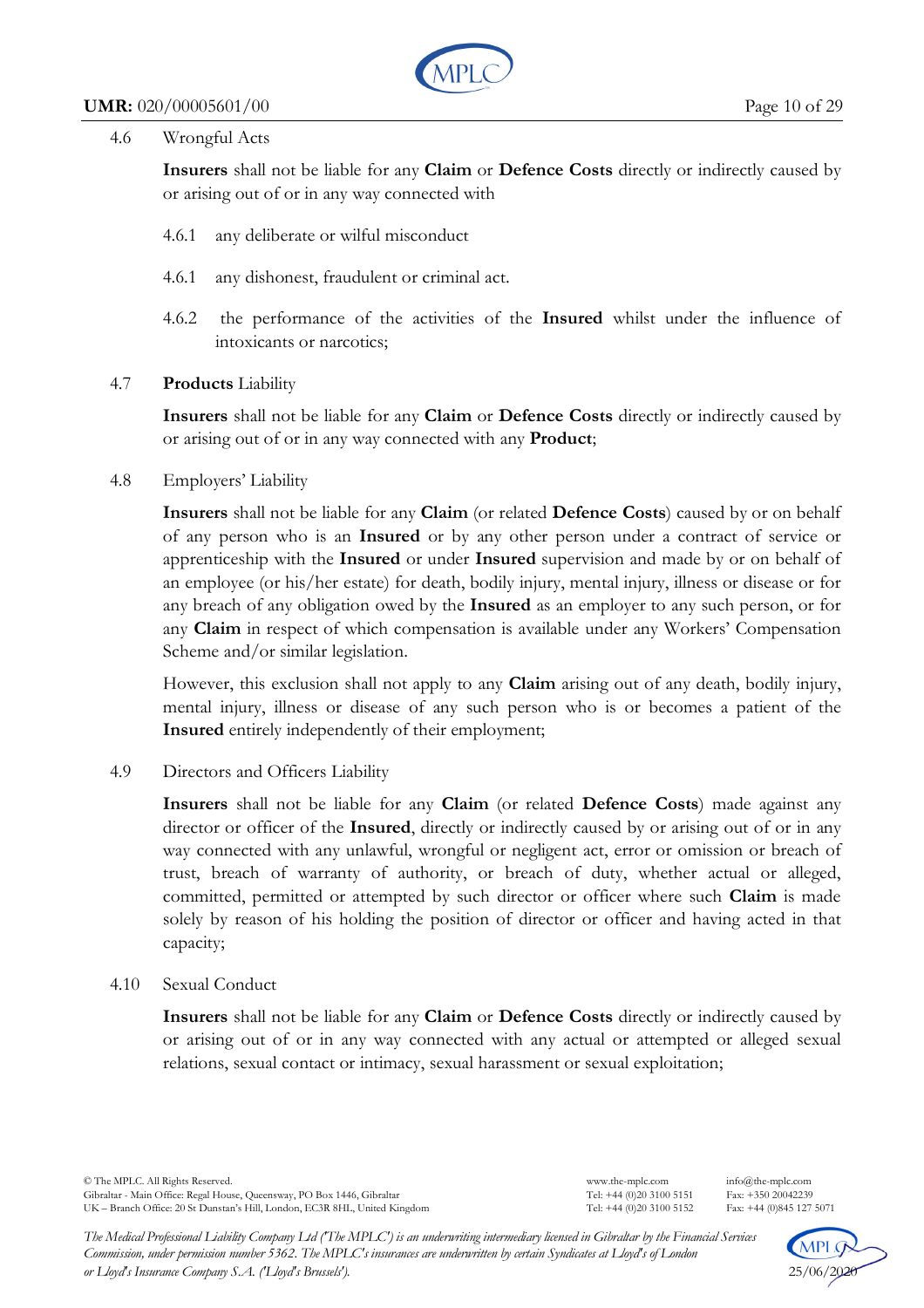4.6 Wrongful Acts

**Insurers** shall not be liable for any **Claim** or **Defence Costs** directly or indirectly caused by or arising out of or in any way connected with

4.6.1 any deliberate or wilful misconduct

4.6.1 any dishonest, fraudulent or criminal act.

4.6.2 the performance of the activities of the **Insured** whilst under the influence of intoxicants or narcotics;

4.7 **Products** Liability

**Insurers** shall not be liable for any **Claim** or **Defence Costs** directly or indirectly caused by or arising out of or in any way connected with any **Product**;

4.8 Employers' Liability

**Insurers** shall not be liable for any **Claim** (or related **Defence Costs**) caused by or on behalf of any person who is an **Insured** or by any other person under a contract of service or apprenticeship with the **Insured** or under **Insured** supervision and made by or on behalf of an employee (or his/her estate) for death, bodily injury, mental injury, illness or disease or for any breach of any obligation owed by the **Insured** as an employer to any such person, or for any **Claim** in respect of which compensation is available under any Workers' Compensation Scheme and/or similar legislation.

However, this exclusion shall not apply to any **Claim** arising out of any death, bodily injury, mental injury, illness or disease of any such person who is or becomes a patient of the **Insured** entirely independently of their employment;

4.9 Directors and Officers Liability

**Insurers** shall not be liable for any **Claim** (or related **Defence Costs**) made against any director or officer of the **Insured**, directly or indirectly caused by or arising out of or in any way connected with any unlawful, wrongful or negligent act, error or omission or breach of trust, breach of warranty of authority, or breach of duty, whether actual or alleged, committed, permitted or attempted by such director or officer where such **Claim** is made solely by reason of his holding the position of director or officer and having acted in that capacity;

4.10 Sexual Conduct

**Insurers** shall not be liable for any **Claim** or **Defence Costs** directly or indirectly caused by or arising out of or in any way connected with any actual or attempted or alleged sexual relations, sexual contact or intimacy, sexual harassment or sexual exploitation;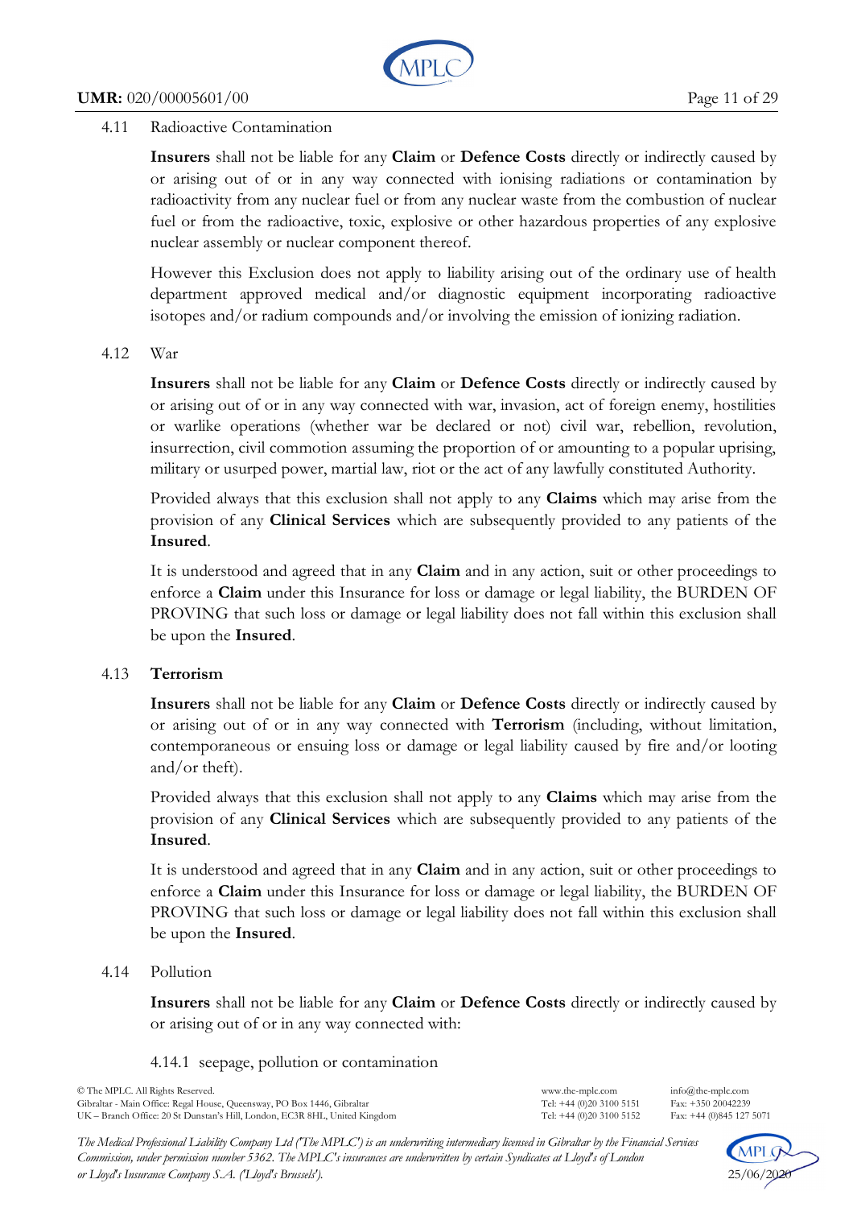4.11 Radioactive Contamination

**Insurers** shall not be liable for any **Claim** or **Defence Costs** directly or indirectly caused by or arising out of or in any way connected with ionising radiations or contamination by radioactivity from any nuclear fuel or from any nuclear waste from the combustion of nuclear fuel or from the radioactive, toxic, explosive or other hazardous properties of any explosive nuclear assembly or nuclear component thereof.

However this Exclusion does not apply to liability arising out of the ordinary use of health department approved medical and/or diagnostic equipment incorporating radioactive isotopes and/or radium compounds and/or involving the emission of ionizing radiation.

4.12 War

**Insurers** shall not be liable for any **Claim** or **Defence Costs** directly or indirectly caused by or arising out of or in any way connected with war, invasion, act of foreign enemy, hostilities or warlike operations (whether war be declared or not) civil war, rebellion, revolution, insurrection, civil commotion assuming the proportion of or amounting to a popular uprising, military or usurped power, martial law, riot or the act of any lawfully constituted Authority.

Provided always that this exclusion shall not apply to any **Claims** which may arise from the provision of any **Clinical Services** which are subsequently provided to any patients of the **Insured**.

It is understood and agreed that in any **Claim** and in any action, suit or other proceedings to enforce a **Claim** under this Insurance for loss or damage or legal liability, the BURDEN OF PROVING that such loss or damage or legal liability does not fall within this exclusion shall be upon the **Insured**.

4.13 **Terrorism**

**Insurers** shall not be liable for any **Claim** or **Defence Costs** directly or indirectly caused by or arising out of or in any way connected with **Terrorism** (including, without limitation, contemporaneous or ensuing loss or damage or legal liability caused by fire and/or looting and/or theft).

Provided always that this exclusion shall not apply to any **Claims** which may arise from the provision of any **Clinical Services** which are subsequently provided to any patients of the **Insured**.

It is understood and agreed that in any **Claim** and in any action, suit or other proceedings to enforce a **Claim** under this Insurance for loss or damage or legal liability, the BURDEN OF PROVING that such loss or damage or legal liability does not fall within this exclusion shall be upon the **Insured**.

4.14 Pollution

**Insurers** shall not be liable for any **Claim** or **Defence Costs** directly or indirectly caused by or arising out of or in any way connected with:

4.14.1 seepage, pollution or contamination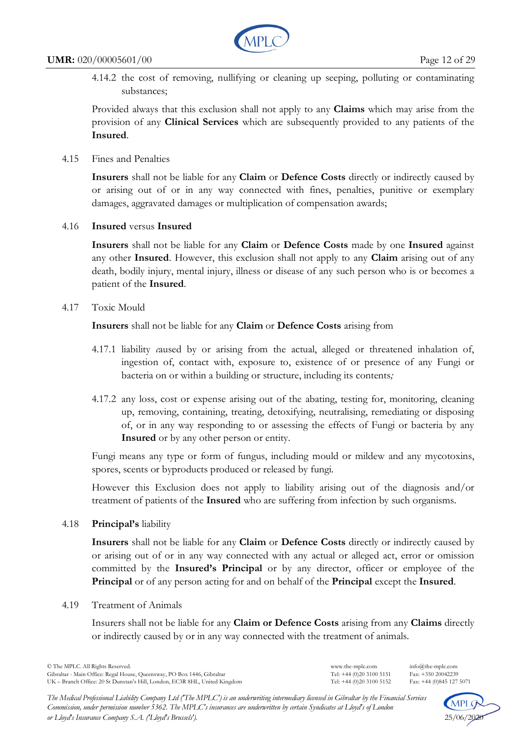4.14.2 the cost of removing, nullifying or cleaning up seeping, polluting or contaminating substances;

Provided always that this exclusion shall not apply to any **Claims** which may arise from the provision of any **Clinical Services** which are subsequently provided to any patients of the **Insured**.

4.15 Fines and Penalties

**Insurers** shall not be liable for any **Claim** or **Defence Costs** directly or indirectly caused by or arising out of or in any way connected with fines, penalties, punitive or exemplary damages, aggravated damages or multiplication of compensation awards;

4.16 **Insured** versus **Insured**

**Insurers** shall not be liable for any **Claim** or **Defence Costs** made by one **Insured** against any other **Insured**. However, this exclusion shall not apply to any **Claim** arising out of any death, bodily injury, mental injury, illness or disease of any such person who is or becomes a patient of the **Insured**.

4.17 Toxic Mould

**Insurers** shall not be liable for any **Claim** or **Defence Costs** arising from

4.17.1 liability caused by or arising from the actual, alleged or threatened inhalation of, ingestion of, contact with, exposure to, existence of or presence of any Fungi or bacteria on or within a building or structure, including its contents;

4.17.2 any loss, cost or expense arising out of the abating, testing for, monitoring, cleaning up, removing, containing, treating, detoxifying, neutralising, remediating or disposing of, or in any way responding to or assessing the effects of Fungi or bacteria by any **Insured** or by any other person or entity.

Fungi means any type or form of fungus, including mould or mildew and any mycotoxins, spores, scents or byproducts produced or released by fungi.

However this Exclusion does not apply to liability arising out of the diagnosis and/or treatment of patients of the **Insured** who are suffering from infection by such organisms.

4.18 **Principal's** liability

**Insurers** shall not be liable for any **Claim** or **Defence Costs** directly or indirectly caused by or arising out of or in any way connected with any actual or alleged act, error or omission committed by the **Insured's Principal** or by any director, officer or employee of the **Principal** or of any person acting for and on behalf of the **Principal** except the **Insured**.

4.19 Treatment of Animals

Insurers shall not be liable for any **Claim or Defence Costs** arising from any **Claims** directly or indirectly caused by or in any way connected with the treatment of animals.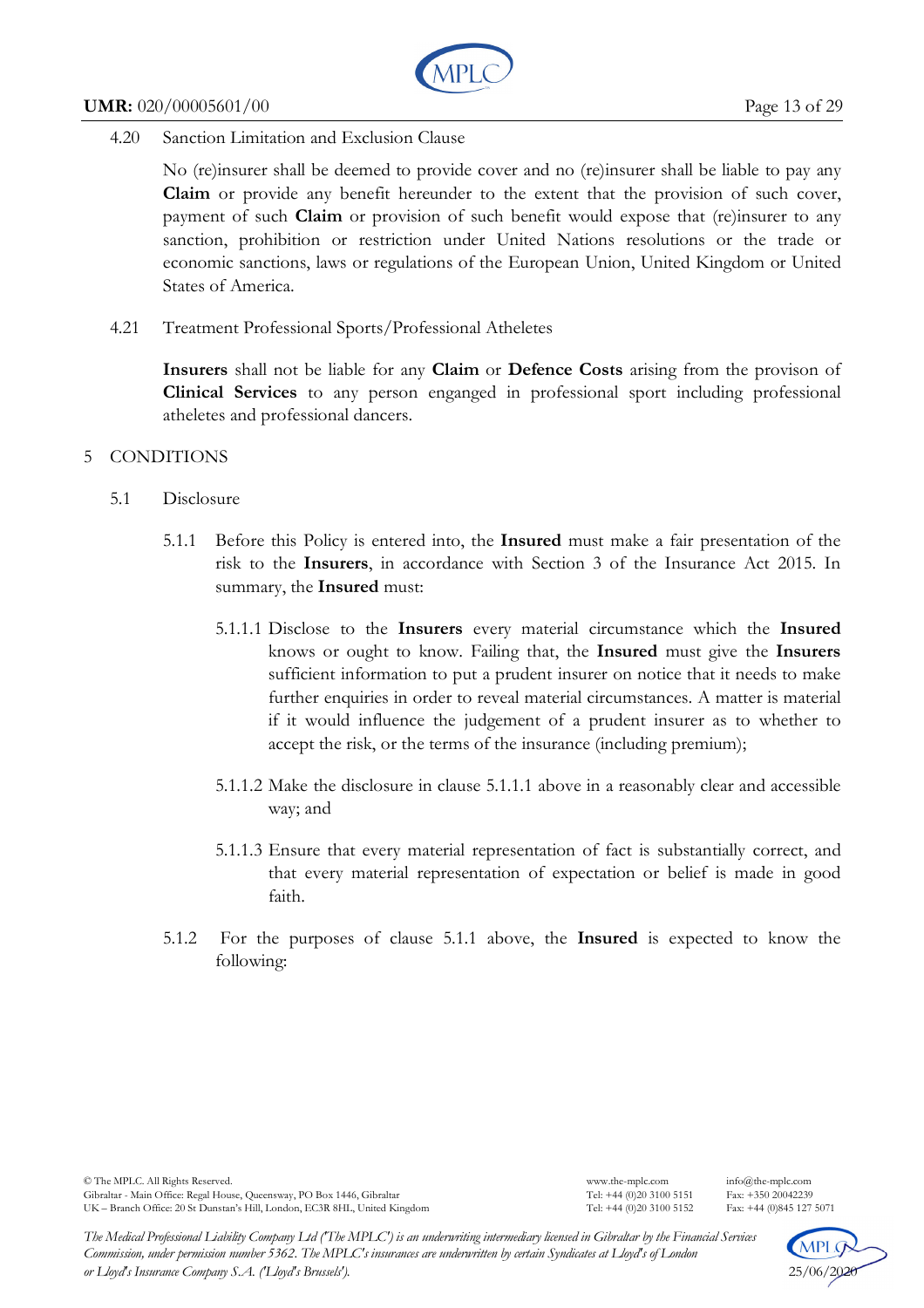4.20 Sanction Limitation and Exclusion Clause

No (re)insurer shall be deemed to provide cover and no (re)insurer shall be liable to pay any **Claim** or provide any benefit hereunder to the extent that the provision of such cover, payment of such **Claim** or provision of such benefit would expose that (re)insurer to any sanction, prohibition or restriction under United Nations resolutions or the trade or economic sanctions, laws or regulations of the European Union, United Kingdom or United States of America.

4.21 Treatment Professional Sports/Professional Atheletes

**Insurers** shall not be liable for any **Claim** or **Defence Costs** arising from the provison of **Clinical Services** to any person enganged in professional sport including professional atheletes and professional dancers.

## 5 CONDITIONS

### 5.1 Disclosure

5.1.1 Before this Policy is entered into, the **Insured** must make a fair presentation of the risk to the **Insurers**, in accordance with Section 3 of the Insurance Act 2015. In summary, the **Insured** must:

5.1.1.1 Disclose to the **Insurers** every material circumstance which the **Insured** knows or ought to know. Failing that, the **Insured** must give the **Insurers** sufficient information to put a prudent insurer on notice that it needs to make further enquiries in order to reveal material circumstances. A matter is material if it would influence the judgement of a prudent insurer as to whether to accept the risk, or the terms of the insurance (including premium);

5.1.1.2 Make the disclosure in clause 5.1.1.1 above in a reasonably clear and accessible way; and

5.1.1.3 Ensure that every material representation of fact is substantially correct, and that every material representation of expectation or belief is made in good faith.

5.1.2 For the purposes of clause 5.1.1 above, the **Insured** is expected to know the following: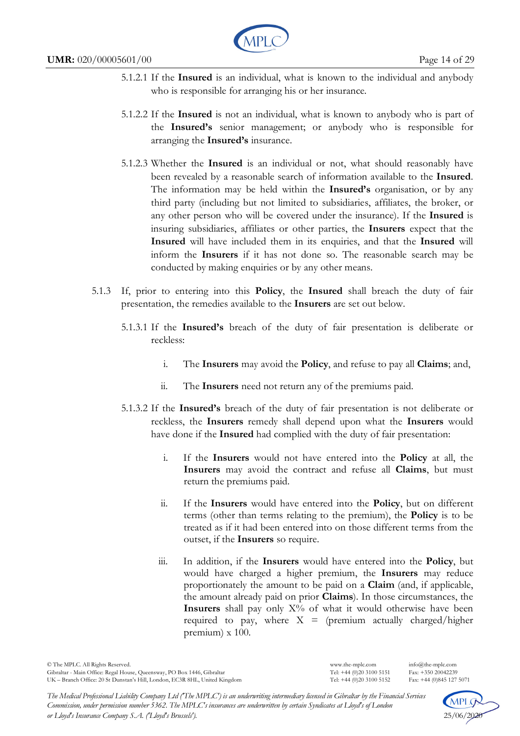5.1.2.1 If the **Insured** is an individual, what is known to the individual and anybody who is responsible for arranging his or her insurance.

5.1.2.2 If the **Insured** is not an individual, what is known to anybody who is part of the **Insured's** senior management; or anybody who is responsible for arranging the **Insured's** insurance.

5.1.2.3 Whether the **Insured** is an individual or not, what should reasonably have been revealed by a reasonable search of information available to the **Insured**. The information may be held within the **Insured's** organisation, or by any third party (including but not limited to subsidiaries, affiliates, the broker, or any other person who will be covered under the insurance). If the **Insured** is insuring subsidiaries, affiliates or other parties, the **Insurers** expect that the **Insured** will have included them in its enquiries, and that the **Insured** will inform the **Insurers** if it has not done so. The reasonable search may be conducted by making enquiries or by any other means.

5.1.3 If, prior to entering into this **Policy**, the **Insured** shall breach the duty of fair presentation, the remedies available to the **Insurers** are set out below.

5.1.3.1 If the **Insured's** breach of the duty of fair presentation is deliberate or reckless:

i. The **Insurers** may avoid the **Policy**, and refuse to pay all **Claims**; and,

ii. The **Insurers** need not return any of the premiums paid.

5.1.3.2 If the **Insured's** breach of the duty of fair presentation is not deliberate or reckless, the **Insurers** remedy shall depend upon what the **Insurers** would have done if the **Insured** had complied with the duty of fair presentation:

i. If the **Insurers** would not have entered into the **Policy** at all, the **Insurers** may avoid the contract and refuse all **Claims**, but must return the premiums paid.

ii. If the **Insurers** would have entered into the **Policy**, but on different terms (other than terms relating to the premium), the **Policy** is to be treated as if it had been entered into on those different terms from the outset, if the **Insurers** so require.

iii. In addition, if the **Insurers** would have entered into the **Policy**, but would have charged a higher premium, the **Insurers** may reduce proportionately the amount to be paid on a **Claim** (and, if applicable, the amount already paid on prior **Claims**). In those circumstances, the **Insurers** shall pay only X% of what it would otherwise have been required to pay, where X = (premium actually charged/higher premium) x 100.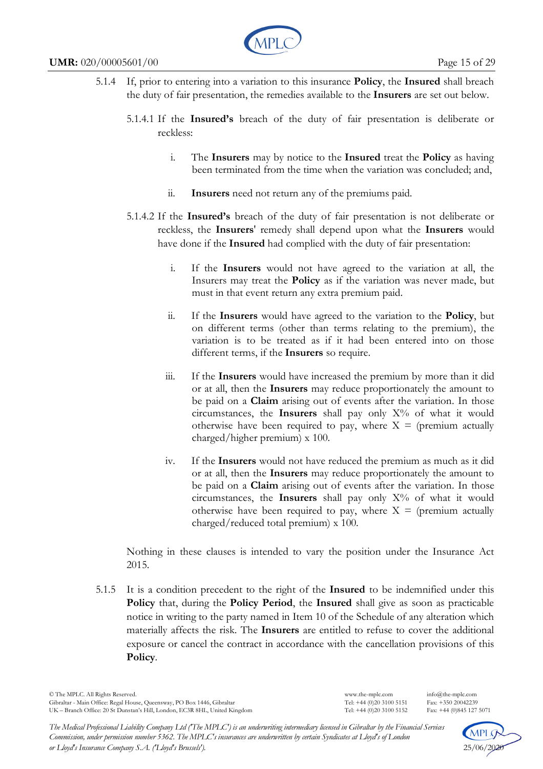5.1.4 If, prior to entering into a variation to this insurance **Policy**, the **Insured** shall breach the duty of fair presentation, the remedies available to the **Insurers** are set out below.

5.1.4.1 If the **Insured's** breach of the duty of fair presentation is deliberate or reckless:

i. The **Insurers** may by notice to the **Insured** treat the **Policy** as having been terminated from the time when the variation was concluded; and,

ii. **Insurers** need not return any of the premiums paid.

5.1.4.2 If the **Insured's** breach of the duty of fair presentation is not deliberate or reckless, the **Insurers**' remedy shall depend upon what the **Insurers** would have done if the **Insured** had complied with the duty of fair presentation:

i. If the **Insurers** would not have agreed to the variation at all, the Insurers may treat the **Policy** as if the variation was never made, but must in that event return any extra premium paid.

ii. If the **Insurers** would have agreed to the variation to the **Policy**, but on different terms (other than terms relating to the premium), the variation is to be treated as if it had been entered into on those different terms, if the **Insurers** so require.

iii. If the **Insurers** would have increased the premium by more than it did or at all, then the **Insurers** may reduce proportionately the amount to be paid on a **Claim** arising out of events after the variation. In those circumstances, the **Insurers** shall pay only X% of what it would otherwise have been required to pay, where X = (premium actually charged/higher premium) x 100.

iv. If the **Insurers** would not have reduced the premium as much as it did or at all, then the **Insurers** may reduce proportionately the amount to be paid on a **Claim** arising out of events after the variation. In those circumstances, the **Insurers** shall pay only X% of what it would otherwise have been required to pay, where X = (premium actually charged/reduced total premium) x 100.

Nothing in these clauses is intended to vary the position under the Insurance Act 2015.

5.1.5 It is a condition precedent to the right of the **Insured** to be indemnified under this **Policy** that, during the **Policy Period**, the **Insured** shall give as soon as practicable notice in writing to the party named in Item 10 of the Schedule of any alteration which materially affects the risk. The **Insurers** are entitled to refuse to cover the additional exposure or cancel the contract in accordance with the cancellation provisions of this **Policy**.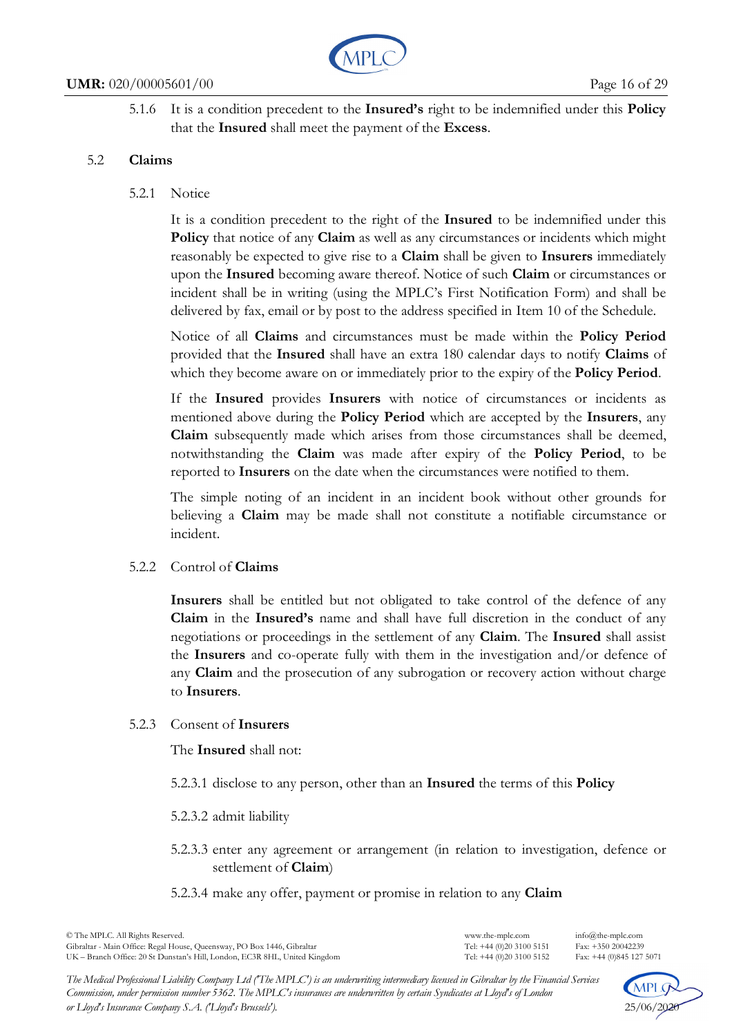5.1.6 It is a condition precedent to the **Insured's** right to be indemnified under this **Policy** that the **Insured** shall meet the payment of the **Excess**.

## 5.2 Claims

### 5.2.1 Notice

It is a condition precedent to the right of the **Insured** to be indemnified under this **Policy** that notice of any **Claim** as well as any circumstances or incidents which might reasonably be expected to give rise to a **Claim** shall be given to **Insurers** immediately upon the **Insured** becoming aware thereof. Notice of such **Claim** or circumstances or incident shall be in writing (using the MPLC's First Notification Form) and shall be delivered by fax, email or by post to the address specified in Item 10 of the Schedule.

Notice of all **Claims** and circumstances must be made within the **Policy Period** provided that the **Insured** shall have an extra 180 calendar days to notify **Claims** of which they become aware on or immediately prior to the expiry of the **Policy Period**.

If the **Insured** provides **Insurers** with notice of circumstances or incidents as mentioned above during the **Policy Period** which are accepted by the **Insurers**, any **Claim** subsequently made which arises from those circumstances shall be deemed, notwithstanding the **Claim** was made after expiry of the **Policy Period**, to be reported to **Insurers** on the date when the circumstances were notified to them.

The simple noting of an incident in an incident book without other grounds for believing a **Claim** may be made shall not constitute a notifiable circumstance or incident.

### 5.2.2 Control of **Claims**

**Insurers** shall be entitled but not obligated to take control of the defence of any **Claim** in the **Insured's** name and shall have full discretion in the conduct of any negotiations or proceedings in the settlement of any **Claim**. The **Insured** shall assist the **Insurers** and co-operate fully with them in the investigation and/or defence of any **Claim** and the prosecution of any subrogation or recovery action without charge to **Insurers**.

### 5.2.3 Consent of **Insurers**

The **Insured** shall not:

5.2.3.1 disclose to any person, other than an **Insured** the terms of this **Policy**

5.2.3.2 admit liability

5.2.3.3 enter any agreement or arrangement (in relation to investigation, defence or settlement of **Claim**)

5.2.3.4 make any offer, payment or promise in relation to any **Claim**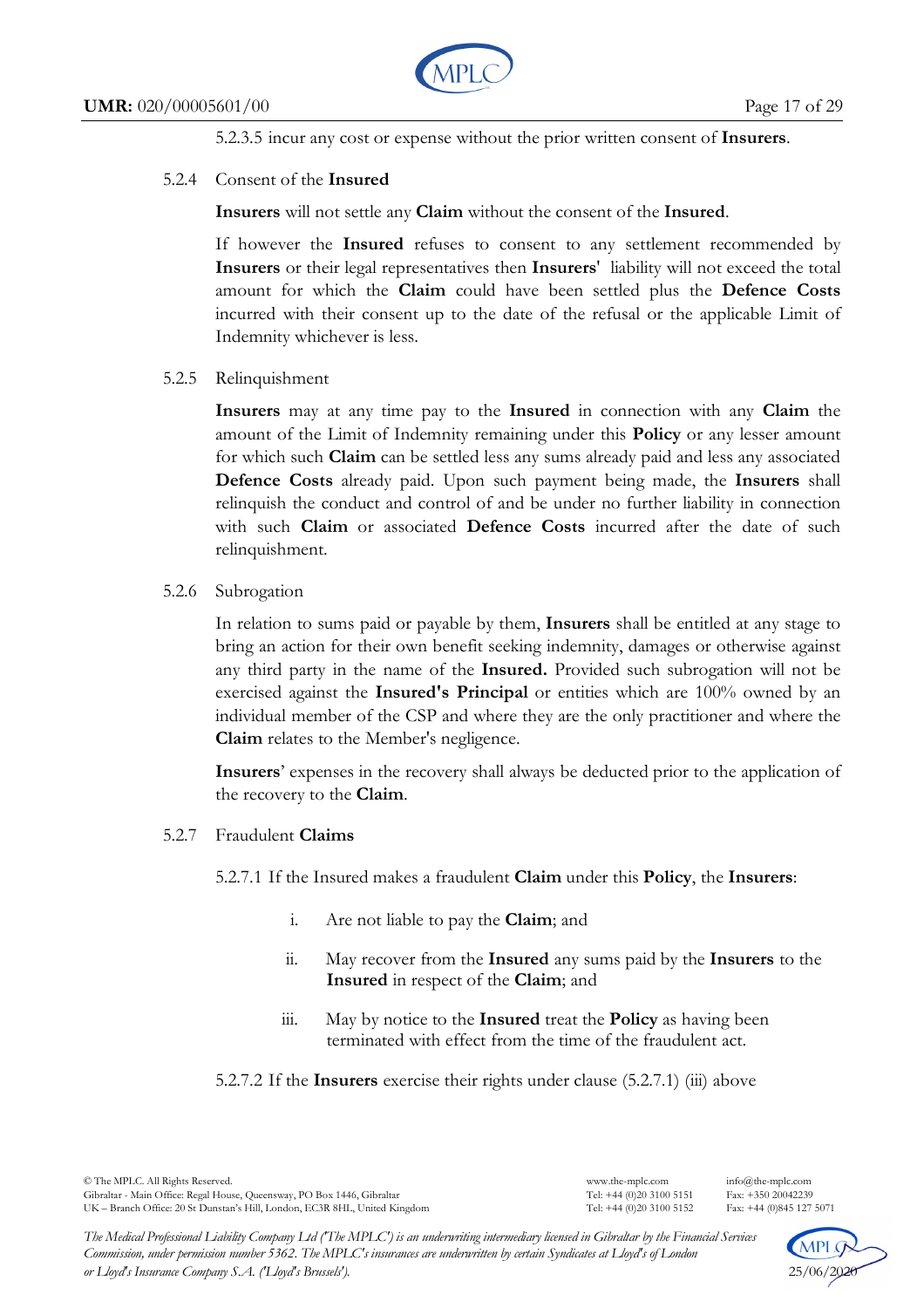5.2.3.5 incur any cost or expense without the prior written consent of **Insurers**.

5.2.4 Consent of the **Insured**

**Insurers** will not settle any **Claim** without the consent of the **Insured**.

If however the **Insured** refuses to consent to any settlement recommended by **Insurers** or their legal representatives then **Insurers'** liability will not exceed the total amount for which the **Claim** could have been settled plus the **Defence Costs** incurred with their consent up to the date of the refusal or the applicable Limit of Indemnity whichever is less.

5.2.5 Relinquishment

**Insurers** may at any time pay to the **Insured** in connection with any **Claim** the amount of the Limit of Indemnity remaining under this **Policy** or any lesser amount for which such **Claim** can be settled less any sums already paid and less any associated **Defence Costs** already paid. Upon such payment being made, the **Insurers** shall relinquish the conduct and control of and be under no further liability in connection with such **Claim** or associated **Defence Costs** incurred after the date of such relinquishment.

5.2.6 Subrogation

In relation to sums paid or payable by them, **Insurers** shall be entitled at any stage to bring an action for their own benefit seeking indemnity, damages or otherwise against any third party in the name of the **Insured.** Provided such subrogation will not be exercised against the **Insured's Principal** or entities which are 100% owned by an individual member of the CSP and where they are the only practitioner and where the **Claim** relates to the Member's negligence.

**Insurers**' expenses in the recovery shall always be deducted prior to the application of the recovery to the **Claim**.

5.2.7 Fraudulent **Claims**

5.2.7.1 If the Insured makes a fraudulent **Claim** under this **Policy**, the **Insurers**:

i. Are not liable to pay the **Claim**; and

ii. May recover from the **Insured** any sums paid by the **Insurers** to the **Insured** in respect of the **Claim**; and

iii. May by notice to the **Insured** treat the **Policy** as having been terminated with effect from the time of the fraudulent act.

5.2.7.2 If the **Insurers** exercise their rights under clause (5.2.7.1) (iii) above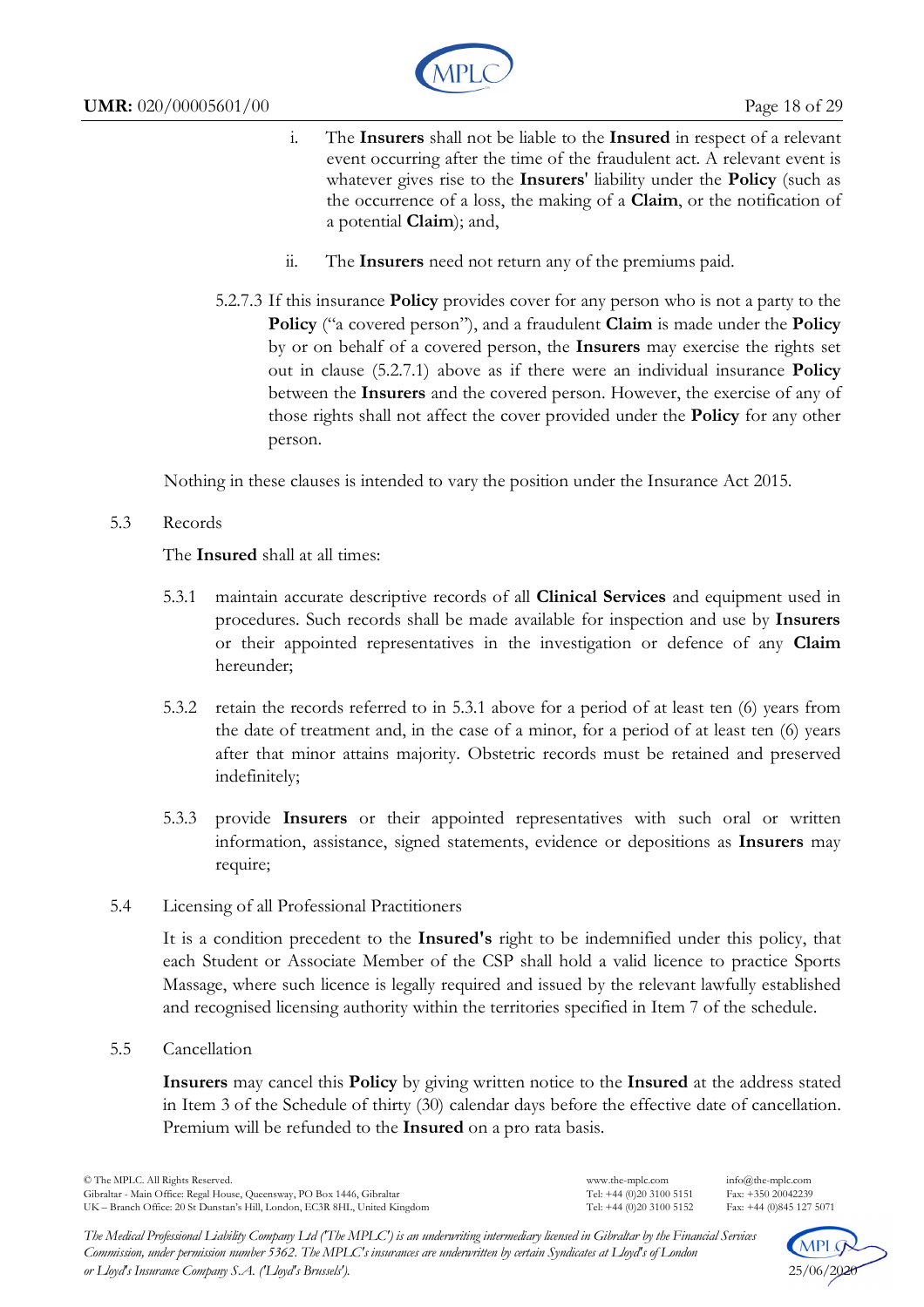i. The **Insurers** shall not be liable to the **Insured** in respect of a relevant event occurring after the time of the fraudulent act. A relevant event is whatever gives rise to the **Insurers**' liability under the **Policy** (such as the occurrence of a loss, the making of a **Claim**, or the notification of a potential **Claim**); and,

ii. The **Insurers** need not return any of the premiums paid.

5.2.7.3 If this insurance **Policy** provides cover for any person who is not a party to the **Policy** ("a covered person"), and a fraudulent **Claim** is made under the **Policy** by or on behalf of a covered person, the **Insurers** may exercise the rights set out in clause (5.2.7.1) above as if there were an individual insurance **Policy** between the **Insurers** and the covered person. However, the exercise of any of those rights shall not affect the cover provided under the **Policy** for any other person.

Nothing in these clauses is intended to vary the position under the Insurance Act 2015.

5.3 Records

The **Insured** shall at all times:

5.3.1 maintain accurate descriptive records of all **Clinical Services** and equipment used in procedures. Such records shall be made available for inspection and use by **Insurers** or their appointed representatives in the investigation or defence of any **Claim** hereunder;

5.3.2 retain the records referred to in 5.3.1 above for a period of at least ten (6) years from the date of treatment and, in the case of a minor, for a period of at least ten (6) years after that minor attains majority. Obstetric records must be retained and preserved indefinitely;

5.3.3 provide **Insurers** or their appointed representatives with such oral or written information, assistance, signed statements, evidence or depositions as **Insurers** may require;

5.4 Licensing of all Professional Practitioners

It is a condition precedent to the **Insured's** right to be indemnified under this policy, that each Student or Associate Member of the CSP shall hold a valid licence to practice Sports Massage, where such licence is legally required and issued by the relevant lawfully established and recognised licensing authority within the territories specified in Item 7 of the schedule.

5.5 Cancellation

**Insurers** may cancel this **Policy** by giving written notice to the **Insured** at the address stated in Item 3 of the Schedule of thirty (30) calendar days before the effective date of cancellation. Premium will be refunded to the **Insured** on a pro rata basis.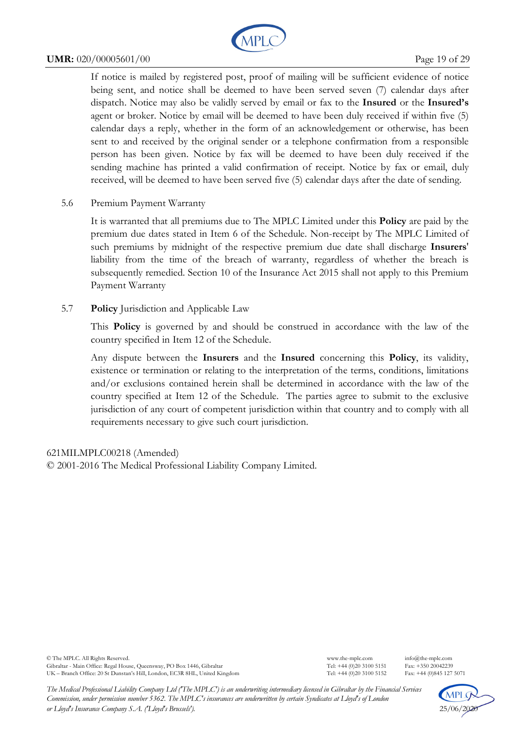If notice is mailed by registered post, proof of mailing will be sufficient evidence of notice being sent, and notice shall be deemed to have been served seven (7) calendar days after dispatch. Notice may also be validly served by email or fax to the **Insured** or the **Insured's** agent or broker. Notice by email will be deemed to have been duly received if within five (5) calendar days a reply, whether in the form of an acknowledgement or otherwise, has been sent to and received by the original sender or a telephone confirmation from a responsible person has been given. Notice by fax will be deemed to have been duly received if the sending machine has printed a valid confirmation of receipt. Notice by fax or email, duly received, will be deemed to have been served five (5) calendar days after the date of sending.

5.6 Premium Payment Warranty

It is warranted that all premiums due to The MPLC Limited under this **Policy** are paid by the premium due dates stated in Item 6 of the Schedule. Non-receipt by The MPLC Limited of such premiums by midnight of the respective premium due date shall discharge **Insurers'** liability from the time of the breach of warranty, regardless of whether the breach is subsequently remedied. Section 10 of the Insurance Act 2015 shall not apply to this Premium Payment Warranty

5.7 **Policy** Jurisdiction and Applicable Law

This **Policy** is governed by and should be construed in accordance with the law of the country specified in Item 12 of the Schedule.

Any dispute between the **Insurers** and the **Insured** concerning this **Policy**, its validity, existence or termination or relating to the interpretation of the terms, conditions, limitations and/or exclusions contained herein shall be determined in accordance with the law of the country specified at Item 12 of the Schedule. The parties agree to submit to the exclusive jurisdiction of any court of competent jurisdiction within that country and to comply with all requirements necessary to give such court jurisdiction.

621MILMPLC00218 (Amended)
© 2001-2016 The Medical Professional Liability Company Limited.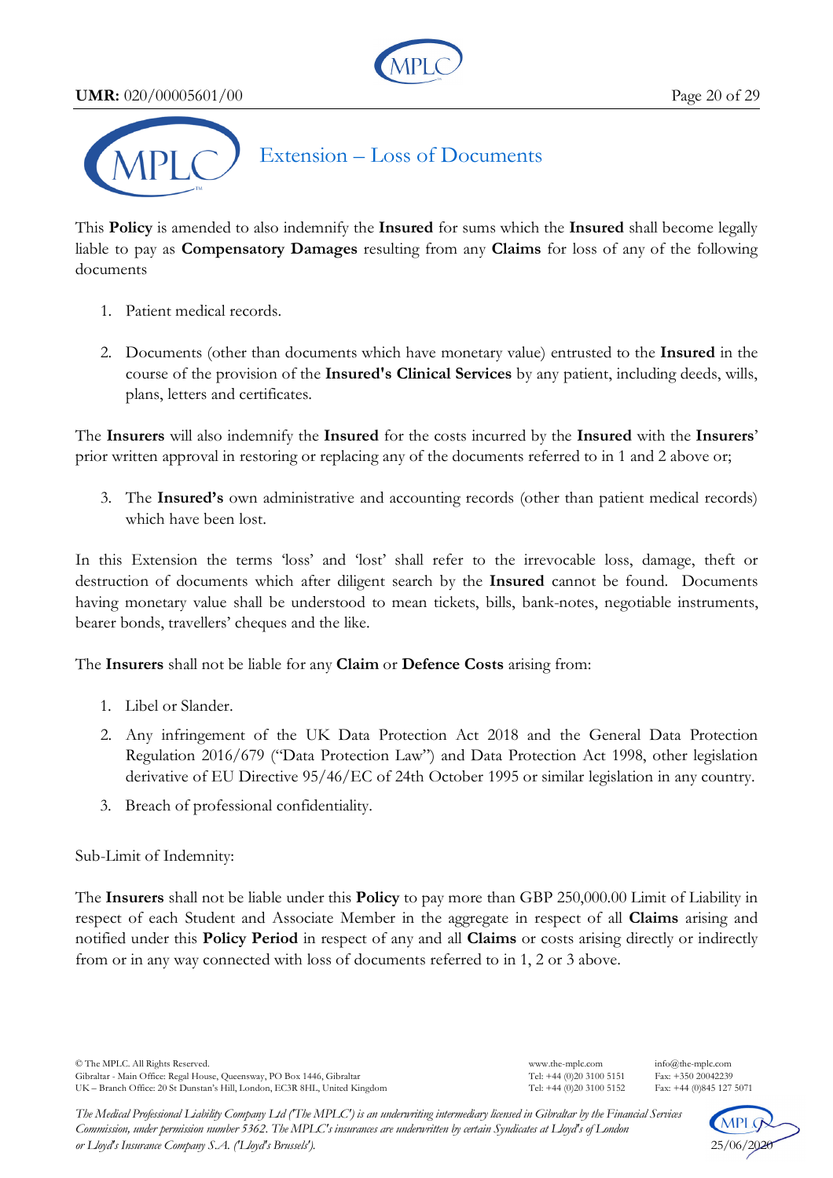# Extension – Loss of Documents

This **Policy** is amended to also indemnify the **Insured** for sums which the **Insured** shall become legally liable to pay as **Compensatory Damages** resulting from any **Claims** for loss of any of the following documents

1. Patient medical records.

2. Documents (other than documents which have monetary value) entrusted to the **Insured** in the course of the provision of the **Insured's Clinical Services** by any patient, including deeds, wills, plans, letters and certificates.

The **Insurers** will also indemnify the **Insured** for the costs incurred by the **Insured** with the **Insurers**' prior written approval in restoring or replacing any of the documents referred to in 1 and 2 above or;

3. The **Insured's** own administrative and accounting records (other than patient medical records) which have been lost.

In this Extension the terms 'loss' and 'lost' shall refer to the irrevocable loss, damage, theft or destruction of documents which after diligent search by the **Insured** cannot be found. Documents having monetary value shall be understood to mean tickets, bills, bank-notes, negotiable instruments, bearer bonds, travellers' cheques and the like.

The **Insurers** shall not be liable for any **Claim** or **Defence Costs** arising from:

1. Libel or Slander.

2. Any infringement of the UK Data Protection Act 2018 and the General Data Protection Regulation 2016/679 ("Data Protection Law") and Data Protection Act 1998, other legislation derivative of EU Directive 95/46/EC of 24th October 1995 or similar legislation in any country.

3. Breach of professional confidentiality.

Sub-Limit of Indemnity:

The **Insurers** shall not be liable under this **Policy** to pay more than GBP 250,000.00 Limit of Liability in respect of each Student and Associate Member in the aggregate in respect of all **Claims** arising and notified under this **Policy Period** in respect of any and all **Claims** or costs arising directly or indirectly from or in any way connected with loss of documents referred to in 1, 2 or 3 above.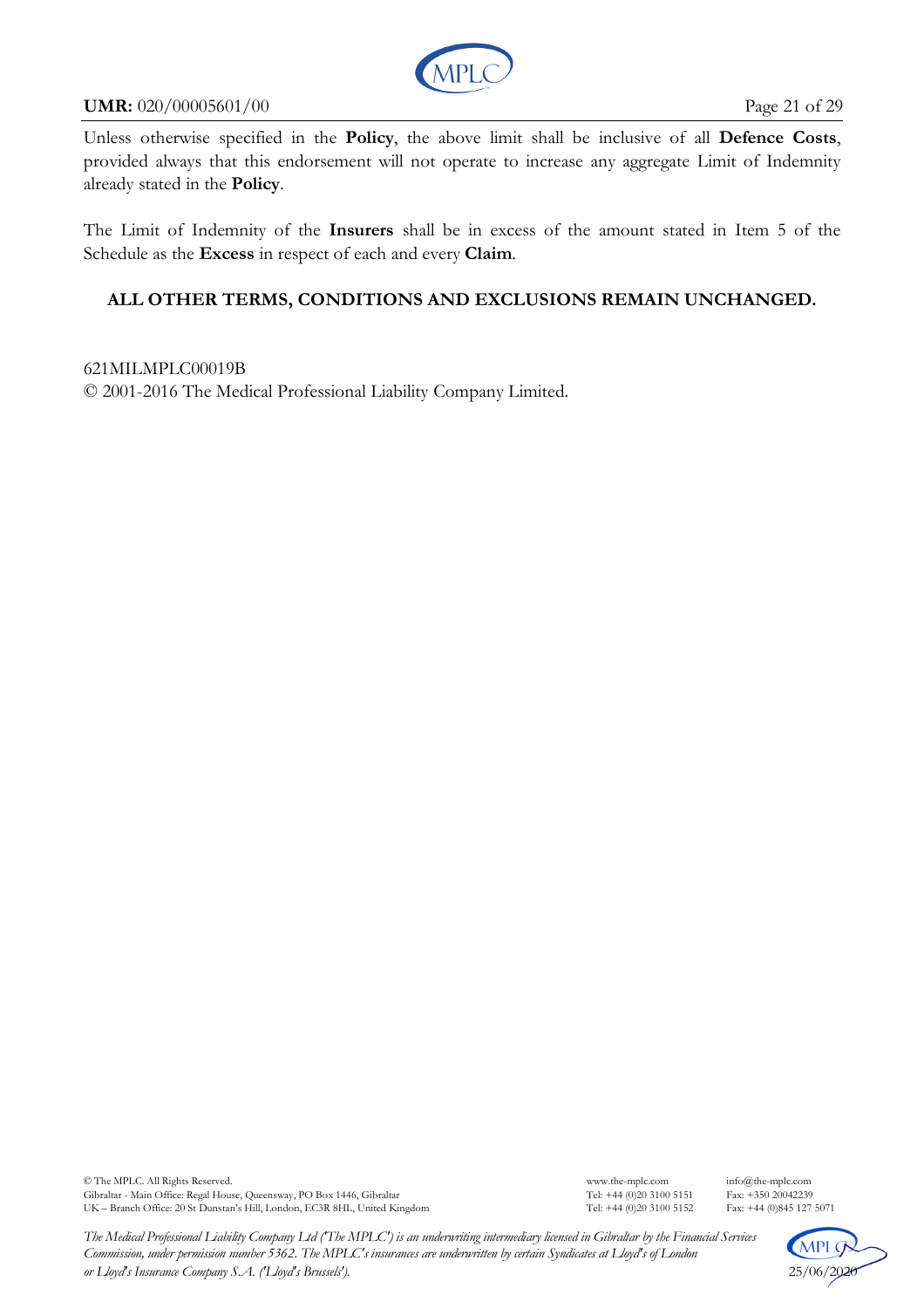Unless otherwise specified in the **Policy**, the above limit shall be inclusive of all **Defence Costs**, provided always that this endorsement will not operate to increase any aggregate Limit of Indemnity already stated in the **Policy**.

The Limit of Indemnity of the **Insurers** shall be in excess of the amount stated in Item 5 of the Schedule as the **Excess** in respect of each and every **Claim**.

**ALL OTHER TERMS, CONDITIONS AND EXCLUSIONS REMAIN UNCHANGED.**

621MILMPLC00019B
© 2001-2016 The Medical Professional Liability Company Limited.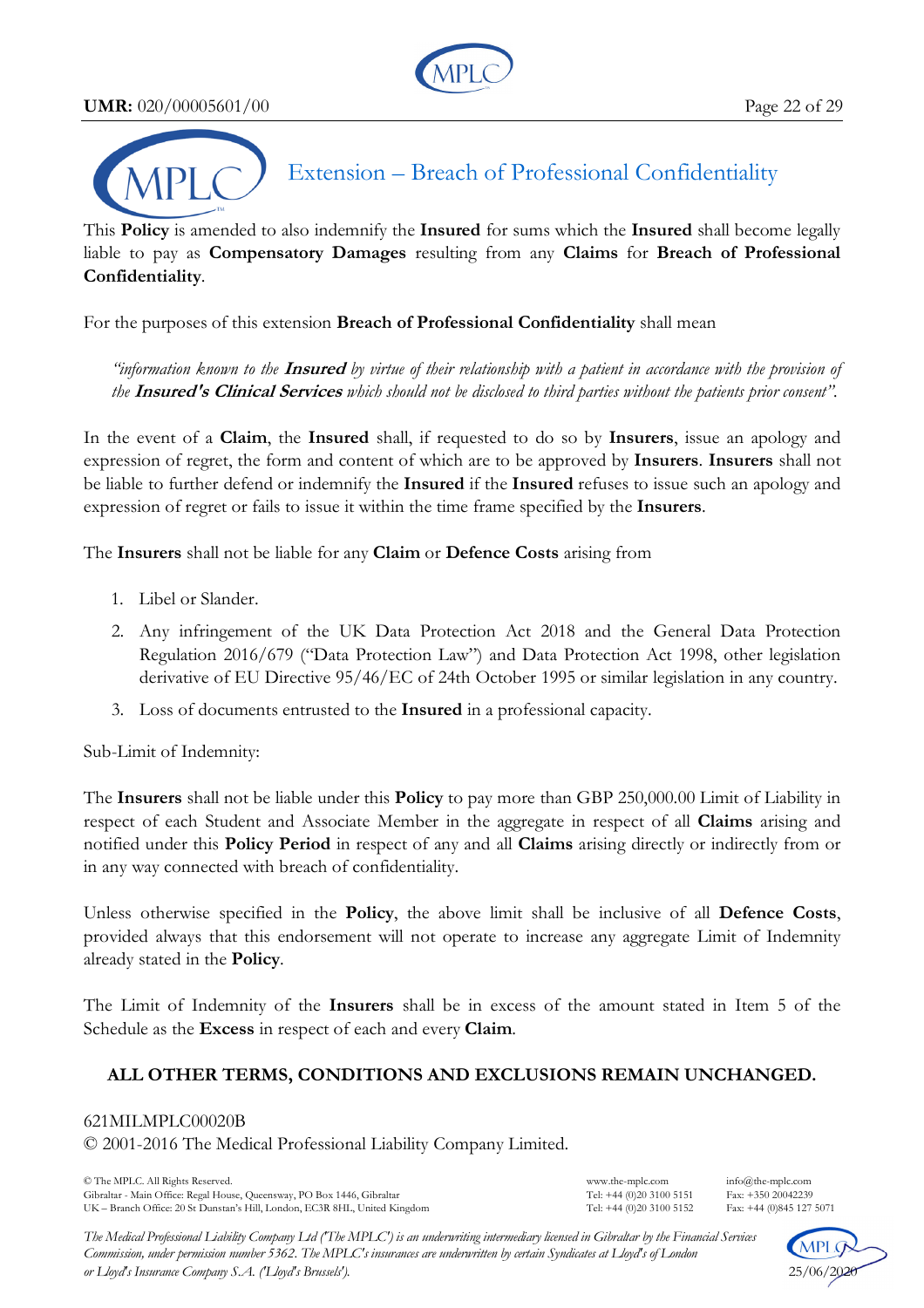# Extension – Breach of Professional Confidentiality

This **Policy** is amended to also indemnify the **Insured** for sums which the **Insured** shall become legally liable to pay as **Compensatory Damages** resulting from any **Claims** for **Breach of Professional Confidentiality**.

For the purposes of this extension **Breach of Professional Confidentiality** shall mean

> *"information known to the **Insured** by virtue of their relationship with a patient in accordance with the provision of the **Insured's Clinical Services** which should not be disclosed to third parties without the patients prior consent".*

In the event of a **Claim**, the **Insured** shall, if requested to do so by **Insurers**, issue an apology and expression of regret, the form and content of which are to be approved by **Insurers**. **Insurers** shall not be liable to further defend or indemnify the **Insured** if the **Insured** refuses to issue such an apology and expression of regret or fails to issue it within the time frame specified by the **Insurers**.

The **Insurers** shall not be liable for any **Claim** or **Defence Costs** arising from

1. Libel or Slander.
2. Any infringement of the UK Data Protection Act 2018 and the General Data Protection Regulation 2016/679 ("Data Protection Law") and Data Protection Act 1998, other legislation derivative of EU Directive 95/46/EC of 24th October 1995 or similar legislation in any country.
3. Loss of documents entrusted to the **Insured** in a professional capacity.

Sub-Limit of Indemnity:

The **Insurers** shall not be liable under this **Policy** to pay more than GBP 250,000.00 Limit of Liability in respect of each Student and Associate Member in the aggregate in respect of all **Claims** arising and notified under this **Policy Period** in respect of any and all **Claims** arising directly or indirectly from or in any way connected with breach of confidentiality.

Unless otherwise specified in the **Policy**, the above limit shall be inclusive of all **Defence Costs**, provided always that this endorsement will not operate to increase any aggregate Limit of Indemnity already stated in the **Policy**.

The Limit of Indemnity of the **Insurers** shall be in excess of the amount stated in Item 5 of the Schedule as the **Excess** in respect of each and every **Claim**.

**ALL OTHER TERMS, CONDITIONS AND EXCLUSIONS REMAIN UNCHANGED.**

621MILMPLC00020B
© 2001-2016 The Medical Professional Liability Company Limited.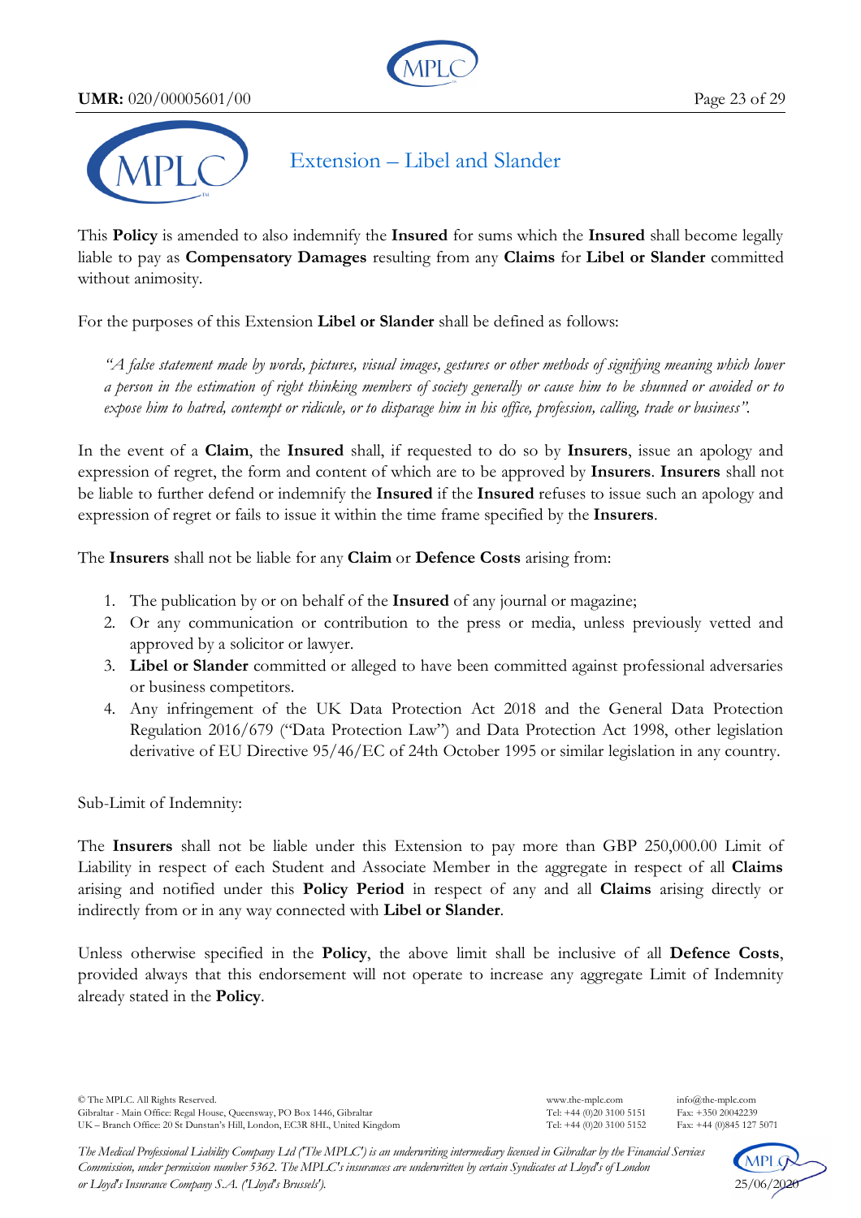# Extension – Libel and Slander

This **Policy** is amended to also indemnify the **Insured** for sums which the **Insured** shall become legally liable to pay as **Compensatory Damages** resulting from any **Claims** for **Libel or Slander** committed without animosity.

For the purposes of this Extension **Libel or Slander** shall be defined as follows:

> *"A false statement made by words, pictures, visual images, gestures or other methods of signifying meaning which lower a person in the estimation of right thinking members of society generally or cause him to be shunned or avoided or to expose him to hatred, contempt or ridicule, or to disparage him in his office, profession, calling, trade or business".*

In the event of a **Claim**, the **Insured** shall, if requested to do so by **Insurers**, issue an apology and expression of regret, the form and content of which are to be approved by **Insurers**. **Insurers** shall not be liable to further defend or indemnify the **Insured** if the **Insured** refuses to issue such an apology and expression of regret or fails to issue it within the time frame specified by the **Insurers**.

The **Insurers** shall not be liable for any **Claim** or **Defence Costs** arising from:

1. The publication by or on behalf of the **Insured** of any journal or magazine;
2. Or any communication or contribution to the press or media, unless previously vetted and approved by a solicitor or lawyer.
3. **Libel or Slander** committed or alleged to have been committed against professional adversaries or business competitors.
4. Any infringement of the UK Data Protection Act 2018 and the General Data Protection Regulation 2016/679 ("Data Protection Law") and Data Protection Act 1998, other legislation derivative of EU Directive 95/46/EC of 24th October 1995 or similar legislation in any country.

Sub-Limit of Indemnity:

The **Insurers** shall not be liable under this Extension to pay more than GBP 250,000.00 Limit of Liability in respect of each Student and Associate Member in the aggregate in respect of all **Claims** arising and notified under this **Policy Period** in respect of any and all **Claims** arising directly or indirectly from or in any way connected with **Libel or Slander**.

Unless otherwise specified in the **Policy**, the above limit shall be inclusive of all **Defence Costs**, provided always that this endorsement will not operate to increase any aggregate Limit of Indemnity already stated in the **Policy**.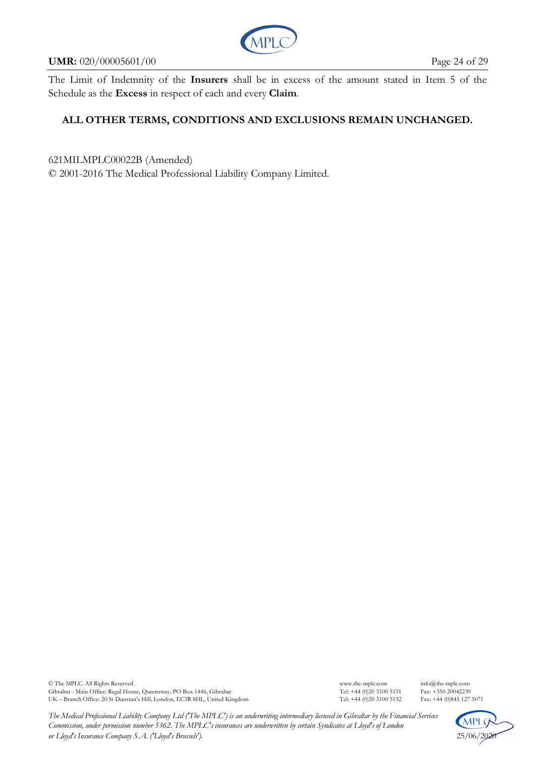The Limit of Indemnity of the **Insurers** shall be in excess of the amount stated in Item 5 of the Schedule as the **Excess** in respect of each and every **Claim**.

**ALL OTHER TERMS, CONDITIONS AND EXCLUSIONS REMAIN UNCHANGED.**

621MILMPLC00022B (Amended)
© 2001-2016 The Medical Professional Liability Company Limited.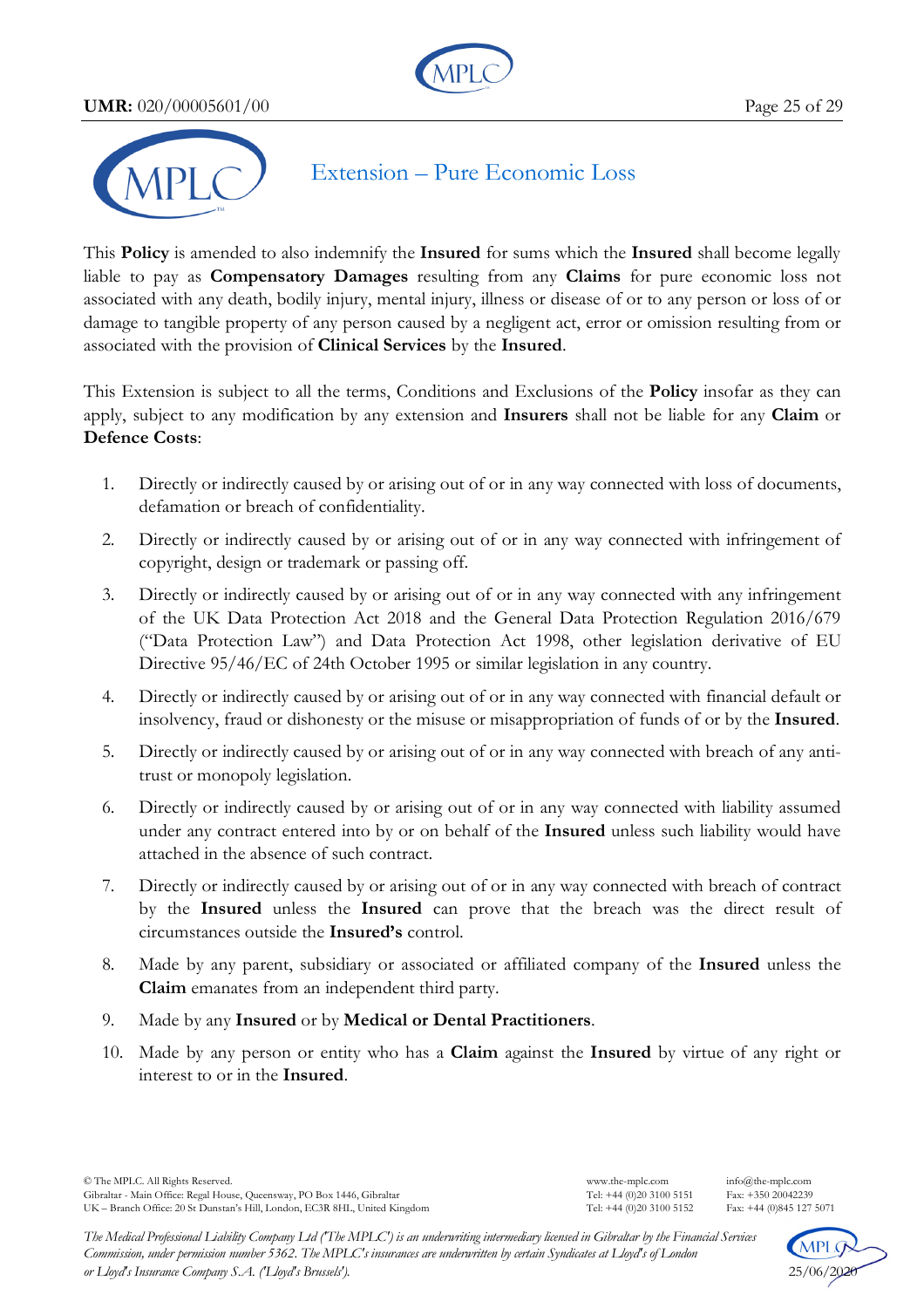## Extension – Pure Economic Loss

This **Policy** is amended to also indemnify the **Insured** for sums which the **Insured** shall become legally liable to pay as **Compensatory Damages** resulting from any **Claims** for pure economic loss not associated with any death, bodily injury, mental injury, illness or disease of or to any person or loss of or damage to tangible property of any person caused by a negligent act, error or omission resulting from or associated with the provision of **Clinical Services** by the **Insured**.

This Extension is subject to all the terms, Conditions and Exclusions of the **Policy** insofar as they can apply, subject to any modification by any extension and **Insurers** shall not be liable for any **Claim** or **Defence Costs**:

1. Directly or indirectly caused by or arising out of or in any way connected with loss of documents, defamation or breach of confidentiality.
2. Directly or indirectly caused by or arising out of or in any way connected with infringement of copyright, design or trademark or passing off.
3. Directly or indirectly caused by or arising out of or in any way connected with any infringement of the UK Data Protection Act 2018 and the General Data Protection Regulation 2016/679 ("Data Protection Law") and Data Protection Act 1998, other legislation derivative of EU Directive 95/46/EC of 24th October 1995 or similar legislation in any country.
4. Directly or indirectly caused by or arising out of or in any way connected with financial default or insolvency, fraud or dishonesty or the misuse or misappropriation of funds of or by the **Insured**.
5. Directly or indirectly caused by or arising out of or in any way connected with breach of any anti-trust or monopoly legislation.
6. Directly or indirectly caused by or arising out of or in any way connected with liability assumed under any contract entered into by or on behalf of the **Insured** unless such liability would have attached in the absence of such contract.
7. Directly or indirectly caused by or arising out of or in any way connected with breach of contract by the **Insured** unless the **Insured** can prove that the breach was the direct result of circumstances outside the **Insured's** control.
8. Made by any parent, subsidiary or associated or affiliated company of the **Insured** unless the **Claim** emanates from an independent third party.
9. Made by any **Insured** or by **Medical or Dental Practitioners**.
10. Made by any person or entity who has a **Claim** against the **Insured** by virtue of any right or interest to or in the **Insured**.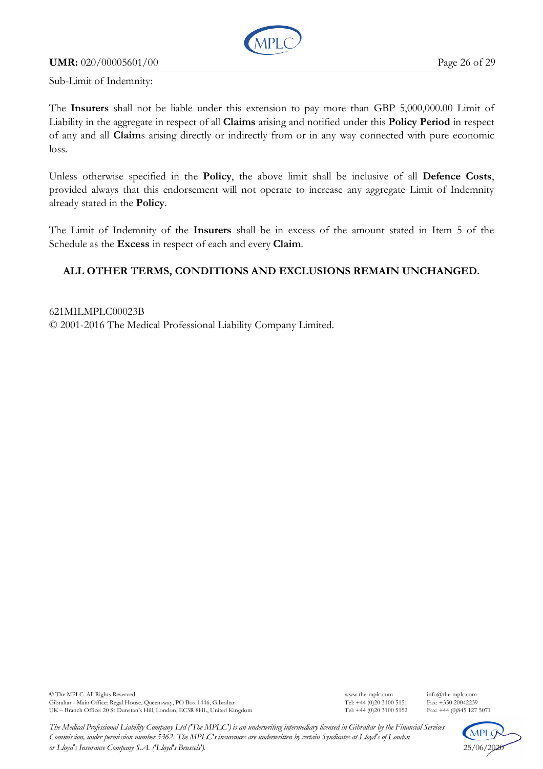Sub-Limit of Indemnity:

The **Insurers** shall not be liable under this extension to pay more than GBP 5,000,000.00 Limit of Liability in the aggregate in respect of all **Claims** arising and notified under this **Policy Period** in respect of any and all **Claim**s arising directly or indirectly from or in any way connected with pure economic loss.

Unless otherwise specified in the **Policy**, the above limit shall be inclusive of all **Defence Costs**, provided always that this endorsement will not operate to increase any aggregate Limit of Indemnity already stated in the **Policy**.

The Limit of Indemnity of the **Insurers** shall be in excess of the amount stated in Item 5 of the Schedule as the **Excess** in respect of each and every **Claim**.

**ALL OTHER TERMS, CONDITIONS AND EXCLUSIONS REMAIN UNCHANGED.**

621MILMPLC00023B
© 2001-2016 The Medical Professional Liability Company Limited.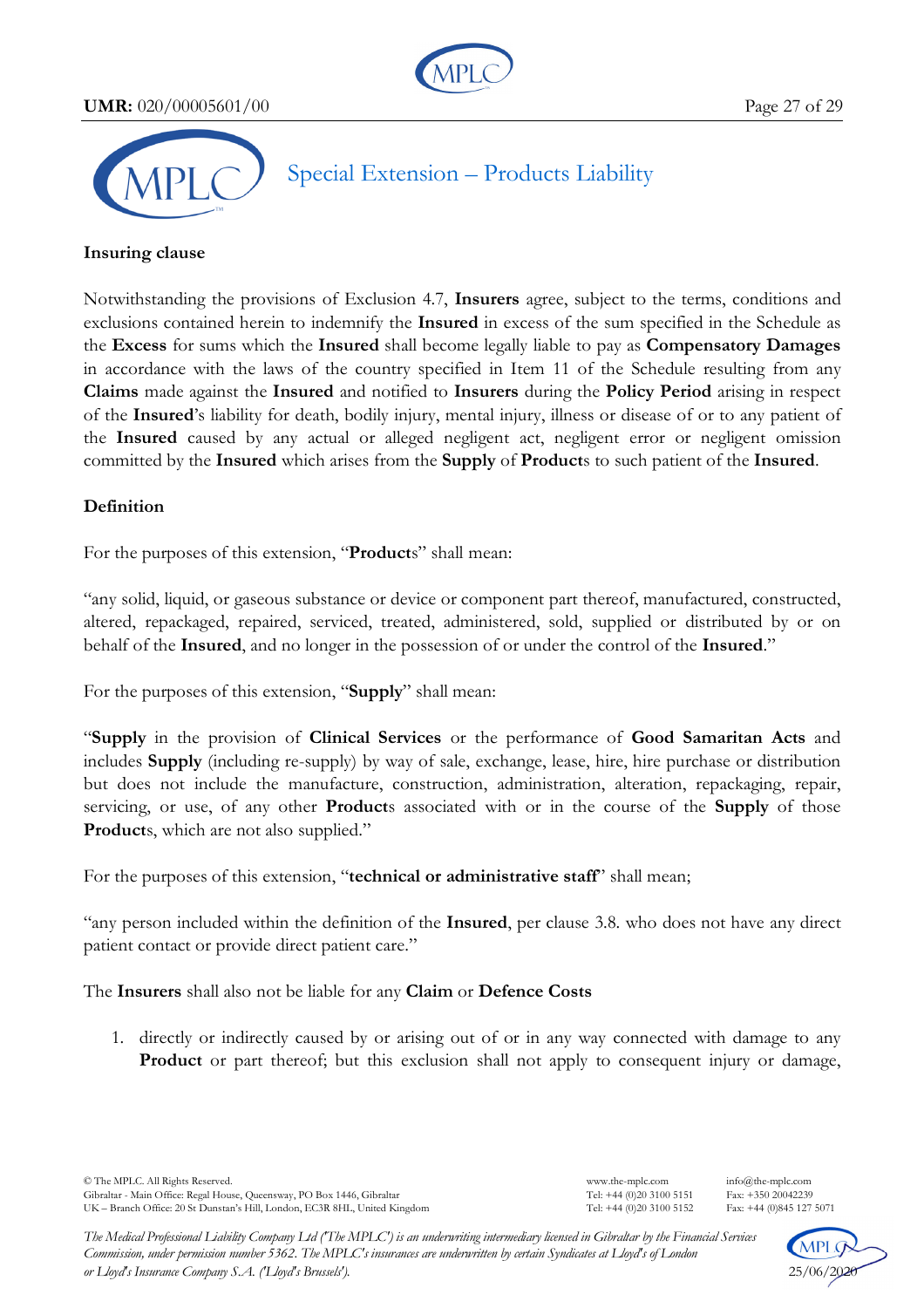## Special Extension – Products Liability

**Insuring clause**

Notwithstanding the provisions of Exclusion 4.7, **Insurers** agree, subject to the terms, conditions and exclusions contained herein to indemnify the **Insured** in excess of the sum specified in the Schedule as the **Excess** for sums which the **Insured** shall become legally liable to pay as **Compensatory Damages** in accordance with the laws of the country specified in Item 11 of the Schedule resulting from any **Claims** made against the **Insured** and notified to **Insurers** during the **Policy Period** arising in respect of the **Insured**'s liability for death, bodily injury, mental injury, illness or disease of or to any patient of the **Insured** caused by any actual or alleged negligent act, negligent error or negligent omission committed by the **Insured** which arises from the **Supply** of **Product**s to such patient of the **Insured**.

**Definition**

For the purposes of this extension, "**Product**s" shall mean:

"any solid, liquid, or gaseous substance or device or component part thereof, manufactured, constructed, altered, repackaged, repaired, serviced, treated, administered, sold, supplied or distributed by or on behalf of the **Insured**, and no longer in the possession of or under the control of the **Insured**."

For the purposes of this extension, "**Supply**" shall mean:

"**Supply** in the provision of **Clinical Services** or the performance of **Good Samaritan Acts** and includes **Supply** (including re-supply) by way of sale, exchange, lease, hire, hire purchase or distribution but does not include the manufacture, construction, administration, alteration, repackaging, repair, servicing, or use, of any other **Product**s associated with or in the course of the **Supply** of those **Product**s, which are not also supplied."

For the purposes of this extension, "**technical or administrative staff**" shall mean;

"any person included within the definition of the **Insured**, per clause 3.8. who does not have any direct patient contact or provide direct patient care."

The **Insurers** shall also not be liable for any **Claim** or **Defence Costs**

1. directly or indirectly caused by or arising out of or in any way connected with damage to any **Product** or part thereof; but this exclusion shall not apply to consequent injury or damage,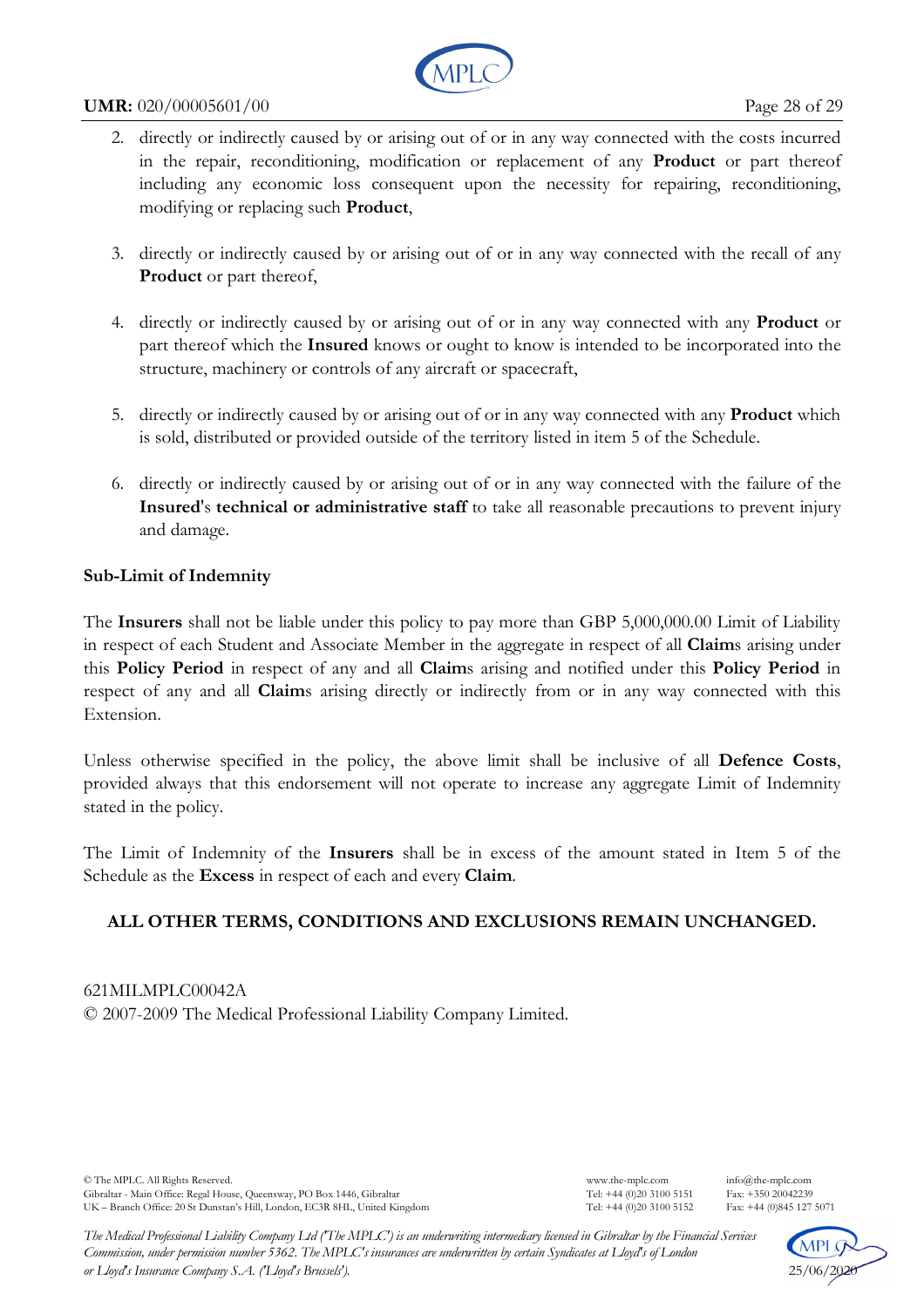2. directly or indirectly caused by or arising out of or in any way connected with the costs incurred in the repair, reconditioning, modification or replacement of any **Product** or part thereof including any economic loss consequent upon the necessity for repairing, reconditioning, modifying or replacing such **Product**,

3. directly or indirectly caused by or arising out of or in any way connected with the recall of any **Product** or part thereof,

4. directly or indirectly caused by or arising out of or in any way connected with any **Product** or part thereof which the **Insured** knows or ought to know is intended to be incorporated into the structure, machinery or controls of any aircraft or spacecraft,

5. directly or indirectly caused by or arising out of or in any way connected with any **Product** which is sold, distributed or provided outside of the territory listed in item 5 of the Schedule.

6. directly or indirectly caused by or arising out of or in any way connected with the failure of the **Insured**'s **technical or administrative staff** to take all reasonable precautions to prevent injury and damage.

**Sub-Limit of Indemnity**

The **Insurers** shall not be liable under this policy to pay more than GBP 5,000,000.00 Limit of Liability in respect of each Student and Associate Member in the aggregate in respect of all **Claim**s arising under this **Policy Period** in respect of any and all **Claim**s arising and notified under this **Policy Period** in respect of any and all **Claim**s arising directly or indirectly from or in any way connected with this Extension.

Unless otherwise specified in the policy, the above limit shall be inclusive of all **Defence Costs**, provided always that this endorsement will not operate to increase any aggregate Limit of Indemnity stated in the policy.

The Limit of Indemnity of the **Insurers** shall be in excess of the amount stated in Item 5 of the Schedule as the **Excess** in respect of each and every **Claim**.

**ALL OTHER TERMS, CONDITIONS AND EXCLUSIONS REMAIN UNCHANGED.**

621MILMPLC00042A
© 2007-2009 The Medical Professional Liability Company Limited.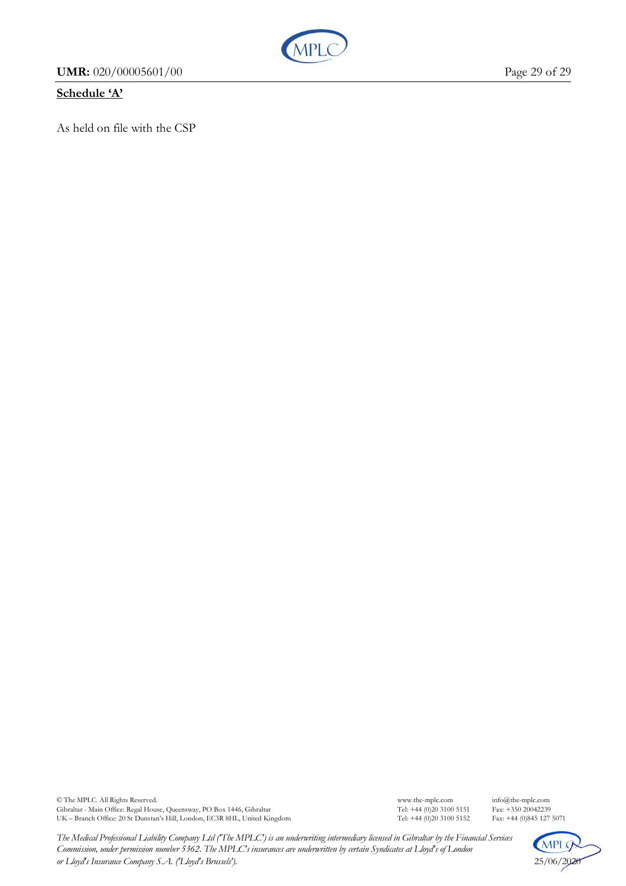**Schedule 'A'**

As held on file with the CSP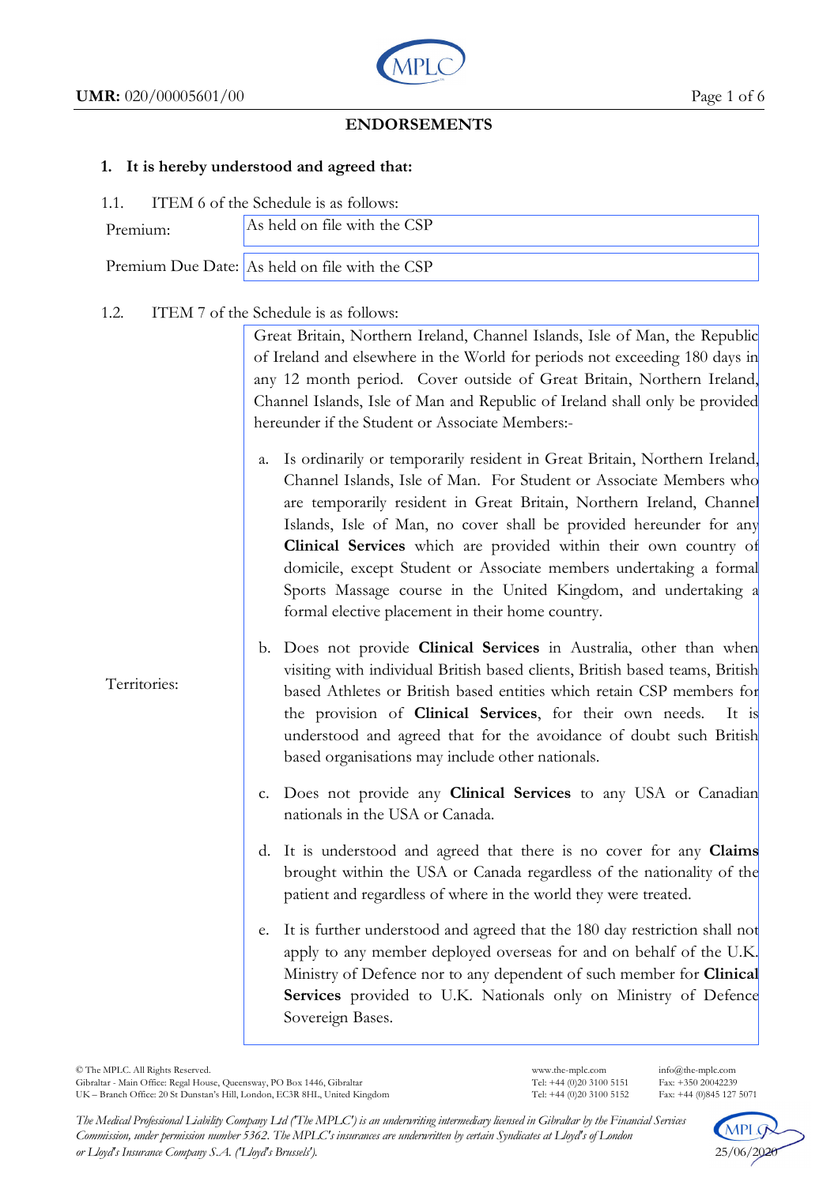## ENDORSEMENTS

**1. It is hereby understood and agreed that:**

1.1. ITEM 6 of the Schedule is as follows:

| | |
|---|---|
| Premium: | As held on file with the CSP |
| Premium Due Date: | As held on file with the CSP |

1.2. ITEM 7 of the Schedule is as follows:

**Territories:**

Great Britain, Northern Ireland, Channel Islands, Isle of Man, the Republic of Ireland and elsewhere in the World for periods not exceeding 180 days in any 12 month period. Cover outside of Great Britain, Northern Ireland, Channel Islands, Isle of Man and Republic of Ireland shall only be provided hereunder if the Student or Associate Members:-

a. Is ordinarily or temporarily resident in Great Britain, Northern Ireland, Channel Islands, Isle of Man. For Student or Associate Members who are temporarily resident in Great Britain, Northern Ireland, Channel Islands, Isle of Man, no cover shall be provided hereunder for any **Clinical Services** which are provided within their own country of domicile, except Student or Associate members undertaking a formal Sports Massage course in the United Kingdom, and undertaking a formal elective placement in their home country.

b. Does not provide **Clinical Services** in Australia, other than when visiting with individual British based clients, British based teams, British based Athletes or British based entities which retain CSP members for the provision of **Clinical Services**, for their own needs. It is understood and agreed that for the avoidance of doubt such British based organisations may include other nationals.

c. Does not provide any **Clinical Services** to any USA or Canadian nationals in the USA or Canada.

d. It is understood and agreed that there is no cover for any **Claims** brought within the USA or Canada regardless of the nationality of the patient and regardless of where in the world they were treated.

e. It is further understood and agreed that the 180 day restriction shall not apply to any member deployed overseas for and on behalf of the U.K. Ministry of Defence nor to any dependent of such member for **Clinical Services** provided to U.K. Nationals only on Ministry of Defence Sovereign Bases.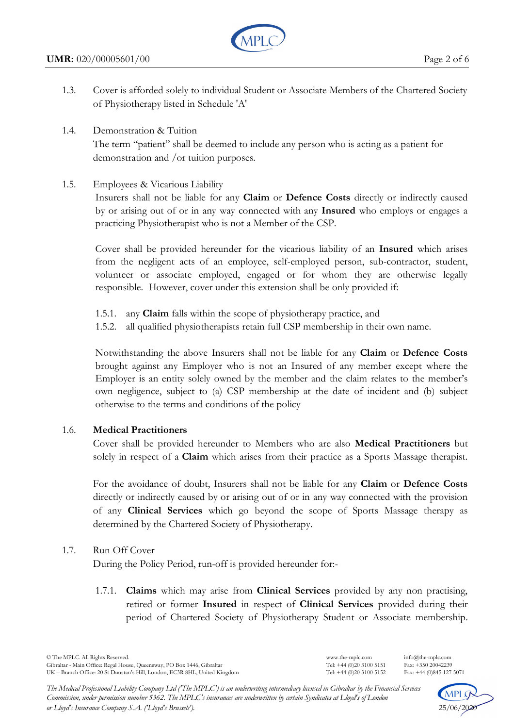1.3. Cover is afforded solely to individual Student or Associate Members of the Chartered Society of Physiotherapy listed in Schedule 'A'

1.4. Demonstration & Tuition

The term "patient" shall be deemed to include any person who is acting as a patient for demonstration and /or tuition purposes.

1.5. Employees & Vicarious Liability

Insurers shall not be liable for any **Claim** or **Defence Costs** directly or indirectly caused by or arising out of or in any way connected with any **Insured** who employs or engages a practicing Physiotherapist who is not a Member of the CSP.

Cover shall be provided hereunder for the vicarious liability of an **Insured** which arises from the negligent acts of an employee, self-employed person, sub-contractor, student, volunteer or associate employed, engaged or for whom they are otherwise legally responsible. However, cover under this extension shall be only provided if:

1.5.1. any **Claim** falls within the scope of physiotherapy practice, and

1.5.2. all qualified physiotherapists retain full CSP membership in their own name.

Notwithstanding the above Insurers shall not be liable for any **Claim** or **Defence Costs** brought against any Employer who is not an Insured of any member except where the Employer is an entity solely owned by the member and the claim relates to the member's own negligence, subject to (a) CSP membership at the date of incident and (b) subject otherwise to the terms and conditions of the policy

1.6. **Medical Practitioners**

Cover shall be provided hereunder to Members who are also **Medical Practitioners** but solely in respect of a **Claim** which arises from their practice as a Sports Massage therapist.

For the avoidance of doubt, Insurers shall not be liable for any **Claim** or **Defence Costs** directly or indirectly caused by or arising out of or in any way connected with the provision of any **Clinical Services** which go beyond the scope of Sports Massage therapy as determined by the Chartered Society of Physiotherapy.

1.7. Run Off Cover

During the Policy Period, run-off is provided hereunder for:-

1.7.1. **Claims** which may arise from **Clinical Services** provided by any non practising, retired or former **Insured** in respect of **Clinical Services** provided during their period of Chartered Society of Physiotherapy Student or Associate membership.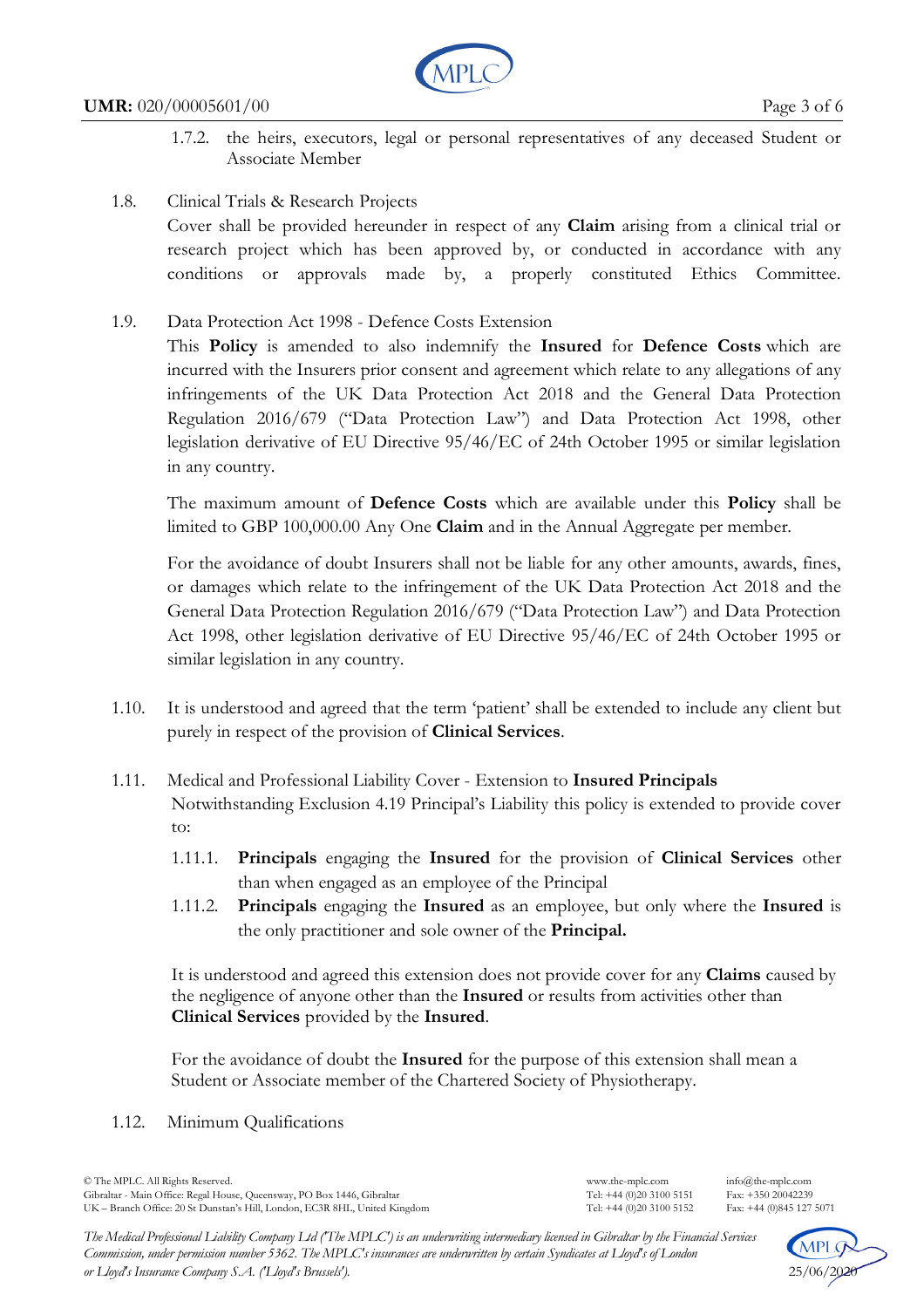1.7.2. the heirs, executors, legal or personal representatives of any deceased Student or Associate Member

1.8. Clinical Trials & Research Projects

Cover shall be provided hereunder in respect of any **Claim** arising from a clinical trial or research project which has been approved by, or conducted in accordance with any conditions or approvals made by, a properly constituted Ethics Committee.

1.9. Data Protection Act 1998 - Defence Costs Extension

This **Policy** is amended to also indemnify the **Insured** for **Defence Costs** which are incurred with the Insurers prior consent and agreement which relate to any allegations of any infringements of the UK Data Protection Act 2018 and the General Data Protection Regulation 2016/679 ("Data Protection Law") and Data Protection Act 1998, other legislation derivative of EU Directive 95/46/EC of 24th October 1995 or similar legislation in any country.

The maximum amount of **Defence Costs** which are available under this **Policy** shall be limited to GBP 100,000.00 Any One **Claim** and in the Annual Aggregate per member.

For the avoidance of doubt Insurers shall not be liable for any other amounts, awards, fines, or damages which relate to the infringement of the UK Data Protection Act 2018 and the General Data Protection Regulation 2016/679 ("Data Protection Law") and Data Protection Act 1998, other legislation derivative of EU Directive 95/46/EC of 24th October 1995 or similar legislation in any country.

1.10. It is understood and agreed that the term 'patient' shall be extended to include any client but purely in respect of the provision of **Clinical Services**.

1.11. Medical and Professional Liability Cover - Extension to **Insured Principals**

Notwithstanding Exclusion 4.19 Principal's Liability this policy is extended to provide cover to:

1.11.1. **Principals** engaging the **Insured** for the provision of **Clinical Services** other than when engaged as an employee of the Principal

1.11.2. **Principals** engaging the **Insured** as an employee, but only where the **Insured** is the only practitioner and sole owner of the **Principal.**

It is understood and agreed this extension does not provide cover for any **Claims** caused by the negligence of anyone other than the **Insured** or results from activities other than **Clinical Services** provided by the **Insured**.

For the avoidance of doubt the **Insured** for the purpose of this extension shall mean a Student or Associate member of the Chartered Society of Physiotherapy.

1.12. Minimum Qualifications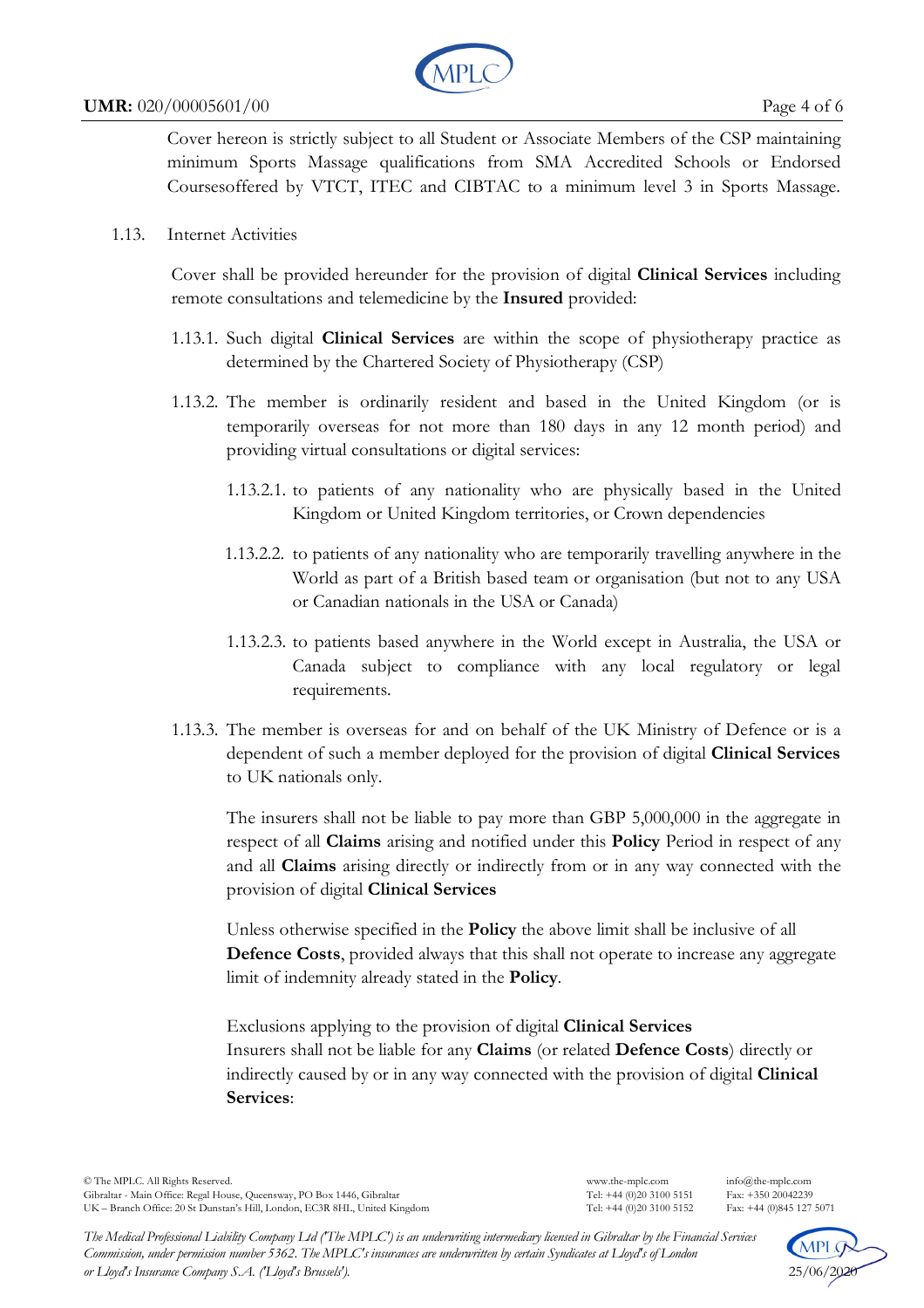Cover hereon is strictly subject to all Student or Associate Members of the CSP maintaining minimum Sports Massage qualifications from SMA Accredited Schools or Endorsed Coursesoffered by VTCT, ITEC and CIBTAC to a minimum level 3 in Sports Massage.

1.13. Internet Activities

Cover shall be provided hereunder for the provision of digital **Clinical Services** including remote consultations and telemedicine by the **Insured** provided:

1.13.1. Such digital **Clinical Services** are within the scope of physiotherapy practice as determined by the Chartered Society of Physiotherapy (CSP)

1.13.2. The member is ordinarily resident and based in the United Kingdom (or is temporarily overseas for not more than 180 days in any 12 month period) and providing virtual consultations or digital services:

1.13.2.1. to patients of any nationality who are physically based in the United Kingdom or United Kingdom territories, or Crown dependencies

1.13.2.2. to patients of any nationality who are temporarily travelling anywhere in the World as part of a British based team or organisation (but not to any USA or Canadian nationals in the USA or Canada)

1.13.2.3. to patients based anywhere in the World except in Australia, the USA or Canada subject to compliance with any local regulatory or legal requirements.

1.13.3. The member is overseas for and on behalf of the UK Ministry of Defence or is a dependent of such a member deployed for the provision of digital **Clinical Services** to UK nationals only.

The insurers shall not be liable to pay more than GBP 5,000,000 in the aggregate in respect of all **Claims** arising and notified under this **Policy** Period in respect of any and all **Claims** arising directly or indirectly from or in any way connected with the provision of digital **Clinical Services**

Unless otherwise specified in the **Policy** the above limit shall be inclusive of all **Defence Costs**, provided always that this shall not operate to increase any aggregate limit of indemnity already stated in the **Policy**.

Exclusions applying to the provision of digital **Clinical Services**
Insurers shall not be liable for any **Claims** (or related **Defence Costs**) directly or indirectly caused by or in any way connected with the provision of digital **Clinical Services**: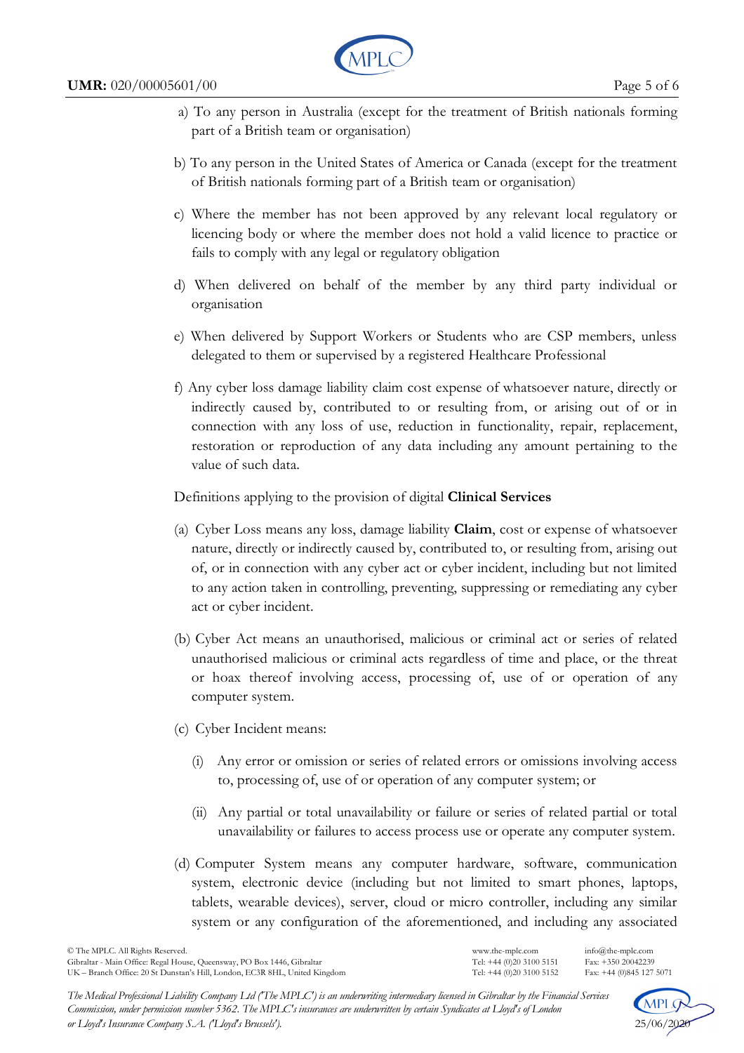a) To any person in Australia (except for the treatment of British nationals forming part of a British team or organisation)

b) To any person in the United States of America or Canada (except for the treatment of British nationals forming part of a British team or organisation)

c) Where the member has not been approved by any relevant local regulatory or licencing body or where the member does not hold a valid licence to practice or fails to comply with any legal or regulatory obligation

d) When delivered on behalf of the member by any third party individual or organisation

e) When delivered by Support Workers or Students who are CSP members, unless delegated to them or supervised by a registered Healthcare Professional

f) Any cyber loss damage liability claim cost expense of whatsoever nature, directly or indirectly caused by, contributed to or resulting from, or arising out of or in connection with any loss of use, reduction in functionality, repair, replacement, restoration or reproduction of any data including any amount pertaining to the value of such data.

Definitions applying to the provision of digital **Clinical Services**

(a) Cyber Loss means any loss, damage liability **Claim**, cost or expense of whatsoever nature, directly or indirectly caused by, contributed to, or resulting from, arising out of, or in connection with any cyber act or cyber incident, including but not limited to any action taken in controlling, preventing, suppressing or remediating any cyber act or cyber incident.

(b) Cyber Act means an unauthorised, malicious or criminal act or series of related unauthorised malicious or criminal acts regardless of time and place, or the threat or hoax thereof involving access, processing of, use of or operation of any computer system.

(c) Cyber Incident means:

(i) Any error or omission or series of related errors or omissions involving access to, processing of, use of or operation of any computer system; or

(ii) Any partial or total unavailability or failure or series of related partial or total unavailability or failures to access process use or operate any computer system.

(d) Computer System means any computer hardware, software, communication system, electronic device (including but not limited to smart phones, laptops, tablets, wearable devices), server, cloud or micro controller, including any similar system or any configuration of the aforementioned, and including any associated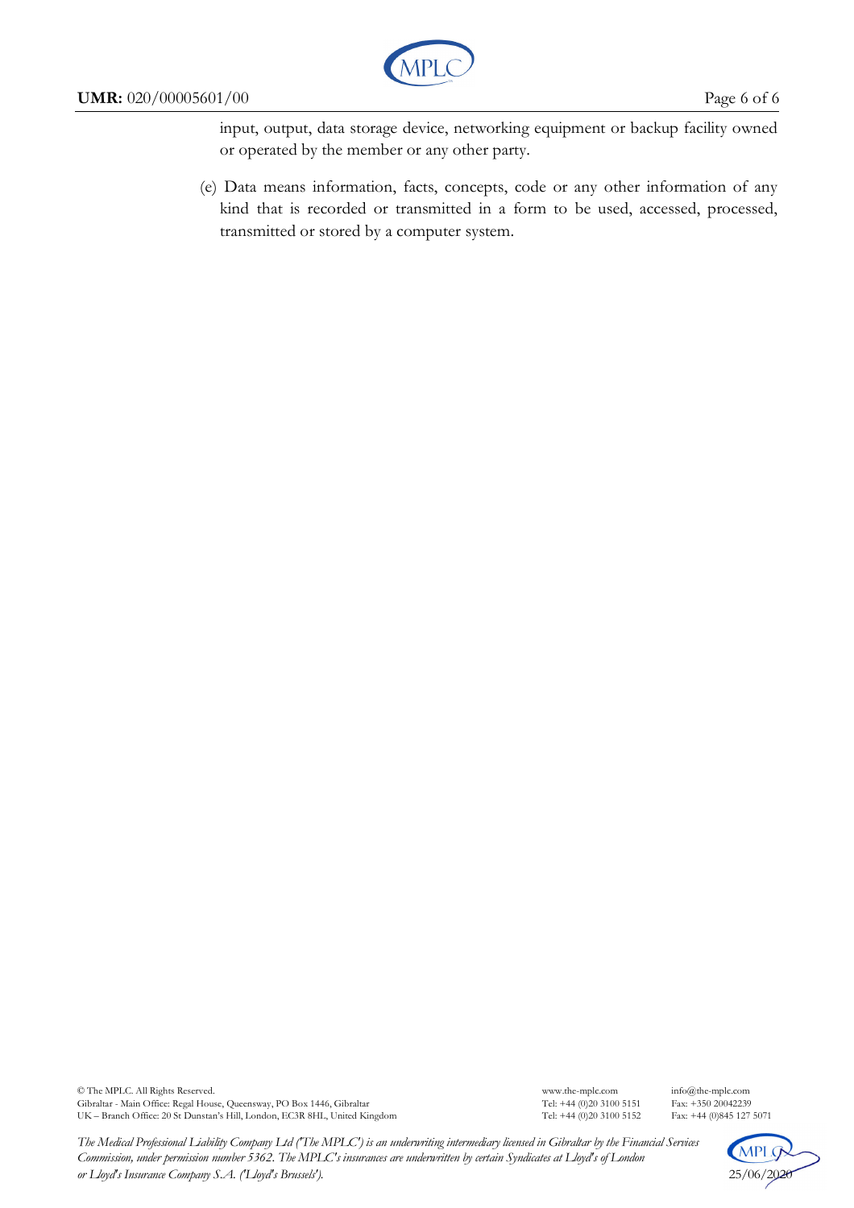input, output, data storage device, networking equipment or backup facility owned or operated by the member or any other party.

(e) Data means information, facts, concepts, code or any other information of any kind that is recorded or transmitted in a form to be used, accessed, processed, transmitted or stored by a computer system.